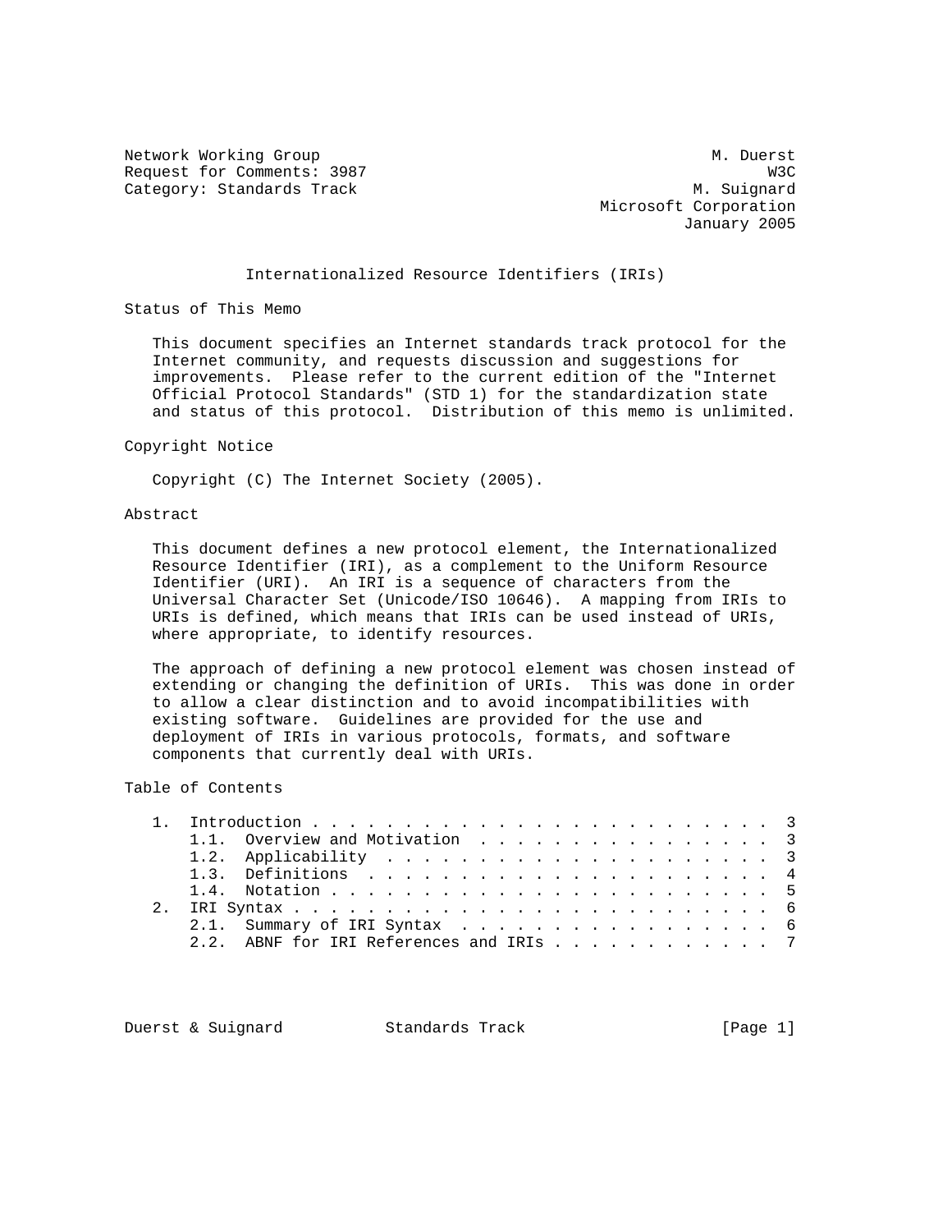Network Working Group M. Duerst
Request for Comments: 3987 W3C
Category: Standards Track M. Suignard
Microsoft Corporation
January 2005

# Internationalized Resource Identifiers (IRIs)

## Status of This Memo

This document specifies an Internet standards track protocol for the Internet community, and requests discussion and suggestions for improvements. Please refer to the current edition of the "Internet Official Protocol Standards" (STD 1) for the standardization state and status of this protocol. Distribution of this memo is unlimited.

## Copyright Notice

Copyright (C) The Internet Society (2005).

## Abstract

This document defines a new protocol element, the Internationalized Resource Identifier (IRI), as a complement to the Uniform Resource Identifier (URI). An IRI is a sequence of characters from the Universal Character Set (Unicode/ISO 10646). A mapping from IRIs to URIs is defined, which means that IRIs can be used instead of URIs, where appropriate, to identify resources.

The approach of defining a new protocol element was chosen instead of extending or changing the definition of URIs. This was done in order to allow a clear distinction and to avoid incompatibilities with existing software. Guidelines are provided for the use and deployment of IRIs in various protocols, formats, and software components that currently deal with URIs.

## Table of Contents

```
1.  Introduction . . . . . . . . . . . . . . . . . . . . . . . . . 3
    1.1.  Overview and Motivation  . . . . . . . . . . . . . . . . 3
    1.2.  Applicability  . . . . . . . . . . . . . . . . . . . . . 3
    1.3.  Definitions  . . . . . . . . . . . . . . . . . . . . . . 4
    1.4.  Notation . . . . . . . . . . . . . . . . . . . . . . . . 5
2.  IRI Syntax . . . . . . . . . . . . . . . . . . . . . . . . . . 6
    2.1.  Summary of IRI Syntax  . . . . . . . . . . . . . . . . . 6
    2.2.  ABNF for IRI References and IRIs . . . . . . . . . . . . 7
```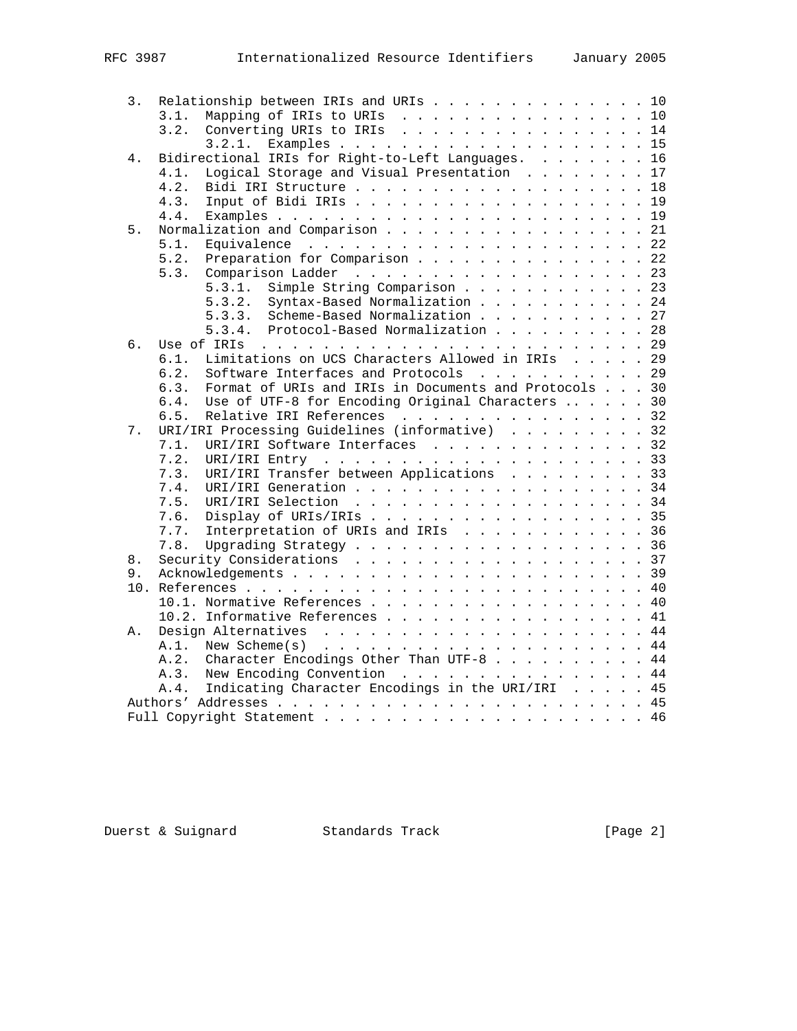```
   3.  Relationship between IRIs and URIs . . . . . . . . . . . . . . . 10
       3.1.  Mapping of IRIs to URIs  . . . . . . . . . . . . . . . . . 10
       3.2.  Converting URIs to IRIs  . . . . . . . . . . . . . . . . . 14
             3.2.1.  Examples . . . . . . . . . . . . . . . . . . . . . 15
   4.  Bidirectional IRIs for Right-to-Left Languages. . . . . . . . . 16
       4.1.  Logical Storage and Visual Presentation  . . . . . . . . . 17
       4.2.  Bidi IRI Structure . . . . . . . . . . . . . . . . . . . . 18
       4.3.  Input of Bidi IRIs . . . . . . . . . . . . . . . . . . . . 19
       4.4.  Examples . . . . . . . . . . . . . . . . . . . . . . . . . 19
   5.  Normalization and Comparison . . . . . . . . . . . . . . . . . . 21
       5.1.  Equivalence  . . . . . . . . . . . . . . . . . . . . . . . 22
       5.2.  Preparation for Comparison . . . . . . . . . . . . . . . . 22
       5.3.  Comparison Ladder  . . . . . . . . . . . . . . . . . . . . 23
             5.3.1.  Simple String Comparison . . . . . . . . . . . . . 23
             5.3.2.  Syntax-Based Normalization . . . . . . . . . . . . 24
             5.3.3.  Scheme-Based Normalization . . . . . . . . . . . . 27
             5.3.4.  Protocol-Based Normalization . . . . . . . . . . . 28
   6.  Use of IRIs  . . . . . . . . . . . . . . . . . . . . . . . . . . 29
       6.1.  Limitations on UCS Characters Allowed in IRIs  . . . . . . 29
       6.2.  Software Interfaces and Protocols  . . . . . . . . . . . . 29
       6.3.  Format of URIs and IRIs in Documents and Protocols . . . . 30
       6.4.  Use of UTF-8 for Encoding Original Characters .. . . . . . 30
       6.5.  Relative IRI References  . . . . . . . . . . . . . . . . . 32
   7.  URI/IRI Processing Guidelines (informative)  . . . . . . . . . . 32
       7.1.  URI/IRI Software Interfaces  . . . . . . . . . . . . . . . 32
       7.2.  URI/IRI Entry  . . . . . . . . . . . . . . . . . . . . . . 33
       7.3.  URI/IRI Transfer between Applications  . . . . . . . . . . 33
       7.4.  URI/IRI Generation . . . . . . . . . . . . . . . . . . . . 34
       7.5.  URI/IRI Selection  . . . . . . . . . . . . . . . . . . . . 34
       7.6.  Display of URIs/IRIs . . . . . . . . . . . . . . . . . . . 35
       7.7.  Interpretation of URIs and IRIs  . . . . . . . . . . . . . 36
       7.8.  Upgrading Strategy . . . . . . . . . . . . . . . . . . . . 36
   8.  Security Considerations  . . . . . . . . . . . . . . . . . . . . 37
   9.  Acknowledgements . . . . . . . . . . . . . . . . . . . . . . . . 39
   10. References . . . . . . . . . . . . . . . . . . . . . . . . . . . 40
       10.1. Normative References . . . . . . . . . . . . . . . . . . . 40
       10.2. Informative References . . . . . . . . . . . . . . . . . . 41
   A.  Design Alternatives  . . . . . . . . . . . . . . . . . . . . . . 44
       A.1.  New Scheme(s)  . . . . . . . . . . . . . . . . . . . . . . 44
       A.2.  Character Encodings Other Than UTF-8 . . . . . . . . . . . 44
       A.3.  New Encoding Convention  . . . . . . . . . . . . . . . . . 44
       A.4.  Indicating Character Encodings in the URI/IRI  . . . . . . 45
   Authors' Addresses . . . . . . . . . . . . . . . . . . . . . . . . . 45
   Full Copyright Statement . . . . . . . . . . . . . . . . . . . . . . 46
```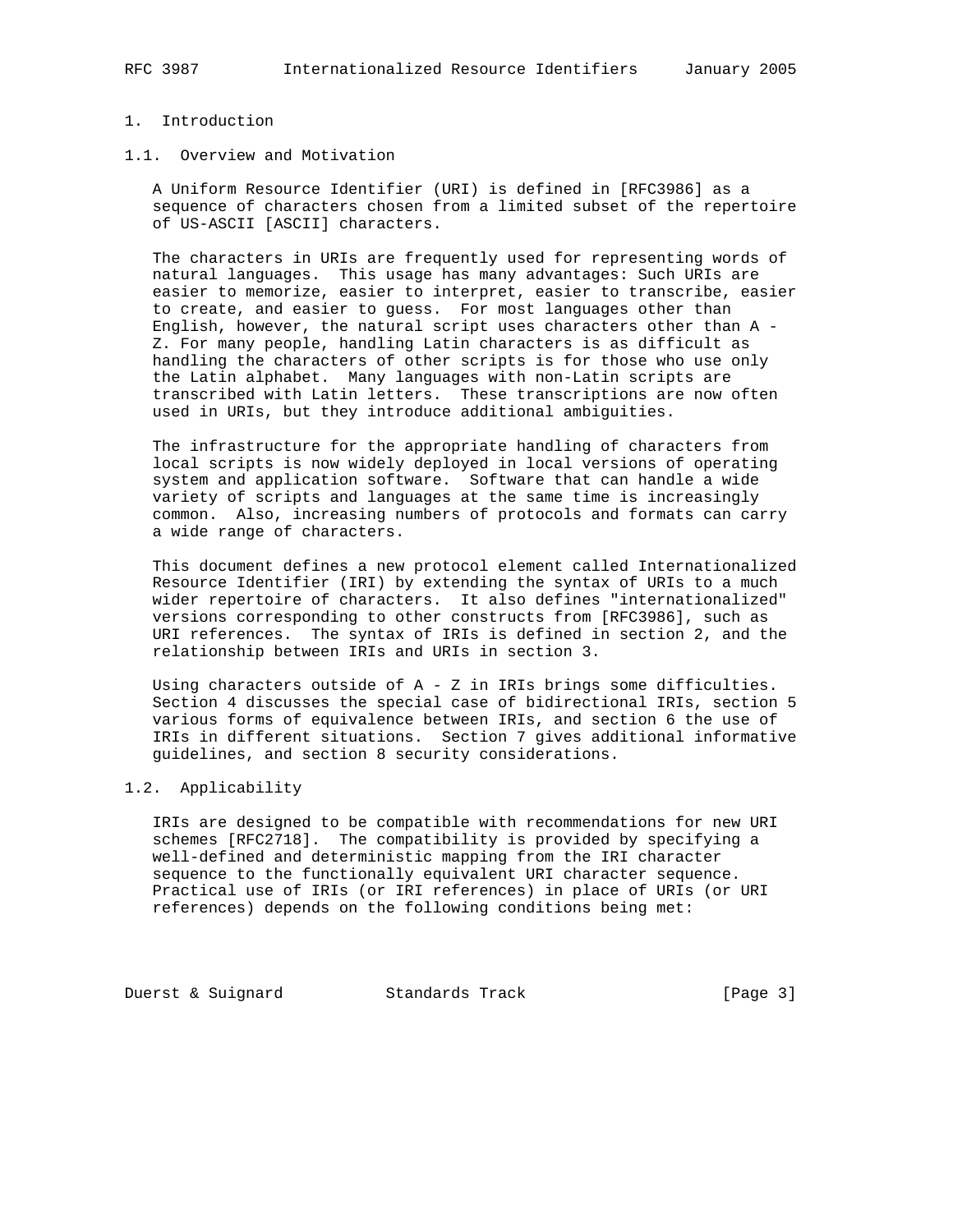# 1. Introduction

## 1.1. Overview and Motivation

A Uniform Resource Identifier (URI) is defined in [RFC3986] as a sequence of characters chosen from a limited subset of the repertoire of US-ASCII [ASCII] characters.

The characters in URIs are frequently used for representing words of natural languages. This usage has many advantages: Such URIs are easier to memorize, easier to interpret, easier to transcribe, easier to create, and easier to guess. For most languages other than English, however, the natural script uses characters other than A - Z. For many people, handling Latin characters is as difficult as handling the characters of other scripts is for those who use only the Latin alphabet. Many languages with non-Latin scripts are transcribed with Latin letters. These transcriptions are now often used in URIs, but they introduce additional ambiguities.

The infrastructure for the appropriate handling of characters from local scripts is now widely deployed in local versions of operating system and application software. Software that can handle a wide variety of scripts and languages at the same time is increasingly common. Also, increasing numbers of protocols and formats can carry a wide range of characters.

This document defines a new protocol element called Internationalized Resource Identifier (IRI) by extending the syntax of URIs to a much wider repertoire of characters. It also defines "internationalized" versions corresponding to other constructs from [RFC3986], such as URI references. The syntax of IRIs is defined in section 2, and the relationship between IRIs and URIs in section 3.

Using characters outside of A - Z in IRIs brings some difficulties. Section 4 discusses the special case of bidirectional IRIs, section 5 various forms of equivalence between IRIs, and section 6 the use of IRIs in different situations. Section 7 gives additional informative guidelines, and section 8 security considerations.

## 1.2. Applicability

IRIs are designed to be compatible with recommendations for new URI schemes [RFC2718]. The compatibility is provided by specifying a well-defined and deterministic mapping from the IRI character sequence to the functionally equivalent URI character sequence. Practical use of IRIs (or IRI references) in place of URIs (or URI references) depends on the following conditions being met: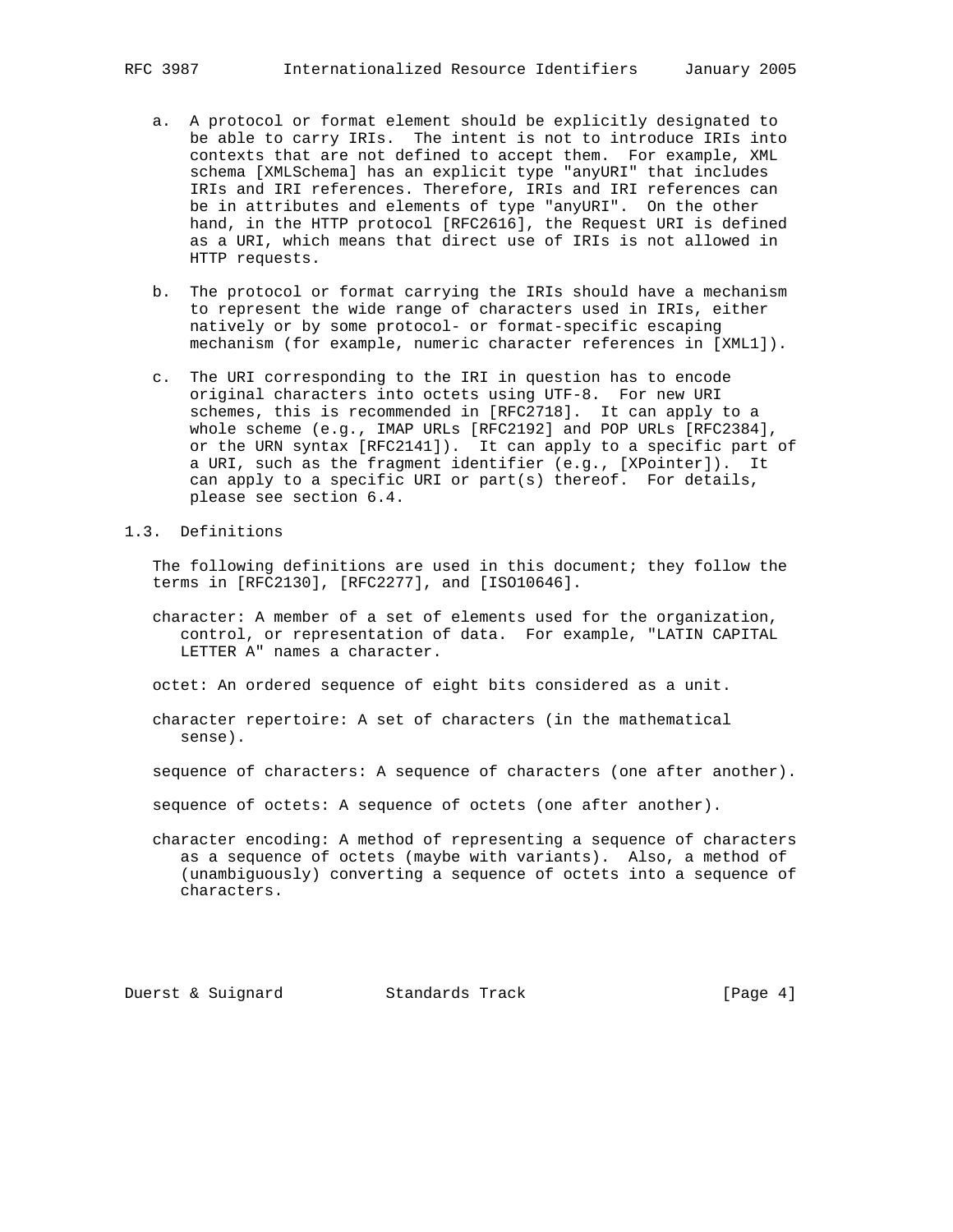a. A protocol or format element should be explicitly designated to be able to carry IRIs. The intent is not to introduce IRIs into contexts that are not defined to accept them. For example, XML schema [XMLSchema] has an explicit type "anyURI" that includes IRIs and IRI references. Therefore, IRIs and IRI references can be in attributes and elements of type "anyURI". On the other hand, in the HTTP protocol [RFC2616], the Request URI is defined as a URI, which means that direct use of IRIs is not allowed in HTTP requests.

b. The protocol or format carrying the IRIs should have a mechanism to represent the wide range of characters used in IRIs, either natively or by some protocol- or format-specific escaping mechanism (for example, numeric character references in [XML1]).

c. The URI corresponding to the IRI in question has to encode original characters into octets using UTF-8. For new URI schemes, this is recommended in [RFC2718]. It can apply to a whole scheme (e.g., IMAP URLs [RFC2192] and POP URLs [RFC2384], or the URN syntax [RFC2141]). It can apply to a specific part of a URI, such as the fragment identifier (e.g., [XPointer]). It can apply to a specific URI or part(s) thereof. For details, please see section 6.4.

## 1.3. Definitions

The following definitions are used in this document; they follow the terms in [RFC2130], [RFC2277], and [ISO10646].

character: A member of a set of elements used for the organization, control, or representation of data. For example, "LATIN CAPITAL LETTER A" names a character.

octet: An ordered sequence of eight bits considered as a unit.

character repertoire: A set of characters (in the mathematical sense).

sequence of characters: A sequence of characters (one after another).

sequence of octets: A sequence of octets (one after another).

character encoding: A method of representing a sequence of characters as a sequence of octets (maybe with variants). Also, a method of (unambiguously) converting a sequence of octets into a sequence of characters.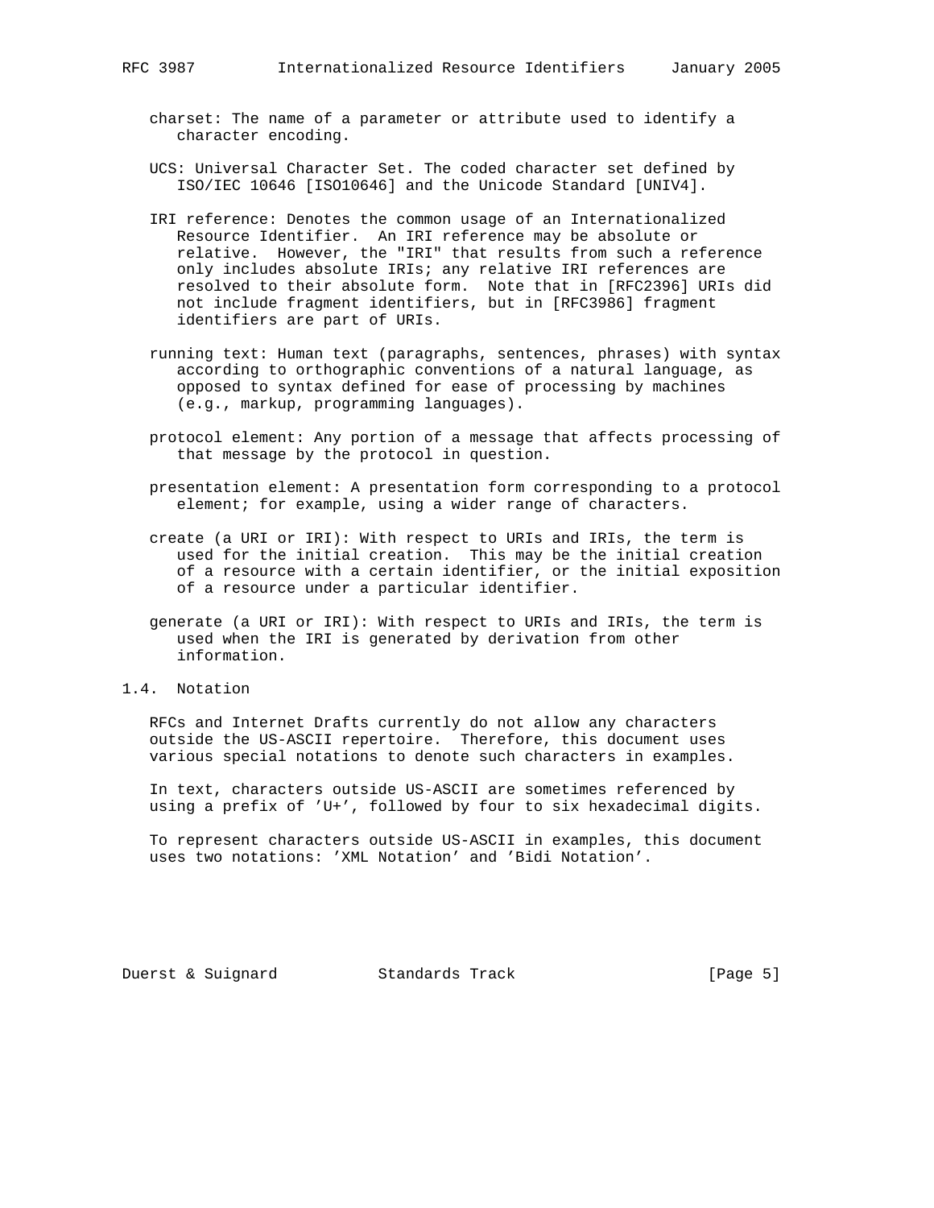charset: The name of a parameter or attribute used to identify a character encoding.

UCS: Universal Character Set. The coded character set defined by ISO/IEC 10646 [ISO10646] and the Unicode Standard [UNIV4].

IRI reference: Denotes the common usage of an Internationalized Resource Identifier. An IRI reference may be absolute or relative. However, the "IRI" that results from such a reference only includes absolute IRIs; any relative IRI references are resolved to their absolute form. Note that in [RFC2396] URIs did not include fragment identifiers, but in [RFC3986] fragment identifiers are part of URIs.

running text: Human text (paragraphs, sentences, phrases) with syntax according to orthographic conventions of a natural language, as opposed to syntax defined for ease of processing by machines (e.g., markup, programming languages).

protocol element: Any portion of a message that affects processing of that message by the protocol in question.

presentation element: A presentation form corresponding to a protocol element; for example, using a wider range of characters.

create (a URI or IRI): With respect to URIs and IRIs, the term is used for the initial creation. This may be the initial creation of a resource with a certain identifier, or the initial exposition of a resource under a particular identifier.

generate (a URI or IRI): With respect to URIs and IRIs, the term is used when the IRI is generated by derivation from other information.

## 1.4. Notation

RFCs and Internet Drafts currently do not allow any characters outside the US-ASCII repertoire. Therefore, this document uses various special notations to denote such characters in examples.

In text, characters outside US-ASCII are sometimes referenced by using a prefix of 'U+', followed by four to six hexadecimal digits.

To represent characters outside US-ASCII in examples, this document uses two notations: 'XML Notation' and 'Bidi Notation'.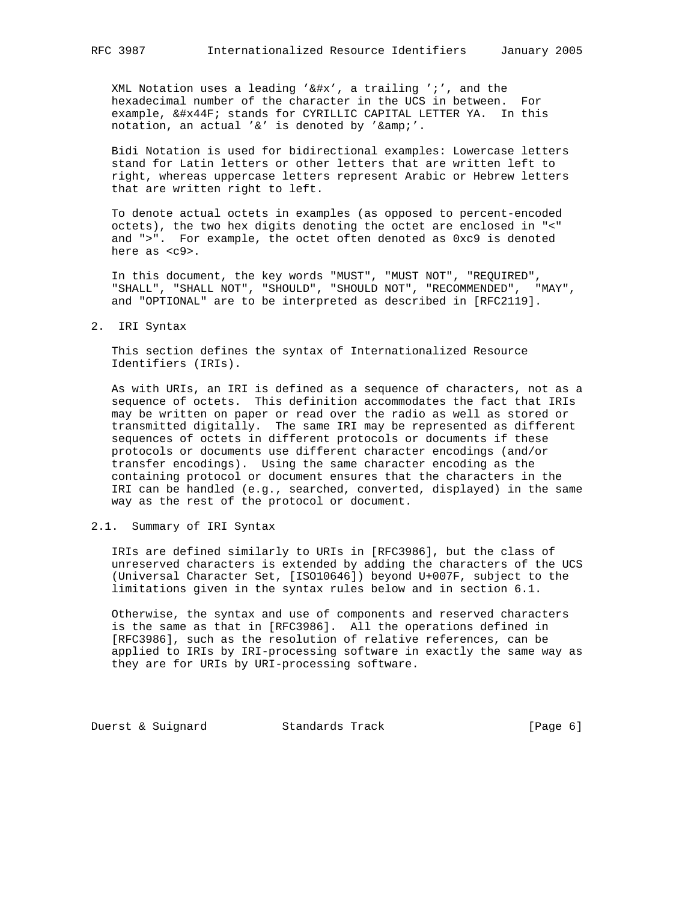XML Notation uses a leading '&#x', a trailing ';', and the hexadecimal number of the character in the UCS in between. For example, &#x44F; stands for CYRILLIC CAPITAL LETTER YA. In this notation, an actual '&' is denoted by '&amp;'.

Bidi Notation is used for bidirectional examples: Lowercase letters stand for Latin letters or other letters that are written left to right, whereas uppercase letters represent Arabic or Hebrew letters that are written right to left.

To denote actual octets in examples (as opposed to percent-encoded octets), the two hex digits denoting the octet are enclosed in "<" and ">". For example, the octet often denoted as 0xc9 is denoted here as <c9>.

In this document, the key words "MUST", "MUST NOT", "REQUIRED", "SHALL", "SHALL NOT", "SHOULD", "SHOULD NOT", "RECOMMENDED", "MAY", and "OPTIONAL" are to be interpreted as described in [RFC2119].

## 2. IRI Syntax

This section defines the syntax of Internationalized Resource Identifiers (IRIs).

As with URIs, an IRI is defined as a sequence of characters, not as a sequence of octets. This definition accommodates the fact that IRIs may be written on paper or read over the radio as well as stored or transmitted digitally. The same IRI may be represented as different sequences of octets in different protocols or documents if these protocols or documents use different character encodings (and/or transfer encodings). Using the same character encoding as the containing protocol or document ensures that the characters in the IRI can be handled (e.g., searched, converted, displayed) in the same way as the rest of the protocol or document.

### 2.1. Summary of IRI Syntax

IRIs are defined similarly to URIs in [RFC3986], but the class of unreserved characters is extended by adding the characters of the UCS (Universal Character Set, [ISO10646]) beyond U+007F, subject to the limitations given in the syntax rules below and in section 6.1.

Otherwise, the syntax and use of components and reserved characters is the same as that in [RFC3986]. All the operations defined in [RFC3986], such as the resolution of relative references, can be applied to IRIs by IRI-processing software in exactly the same way as they are for URIs by URI-processing software.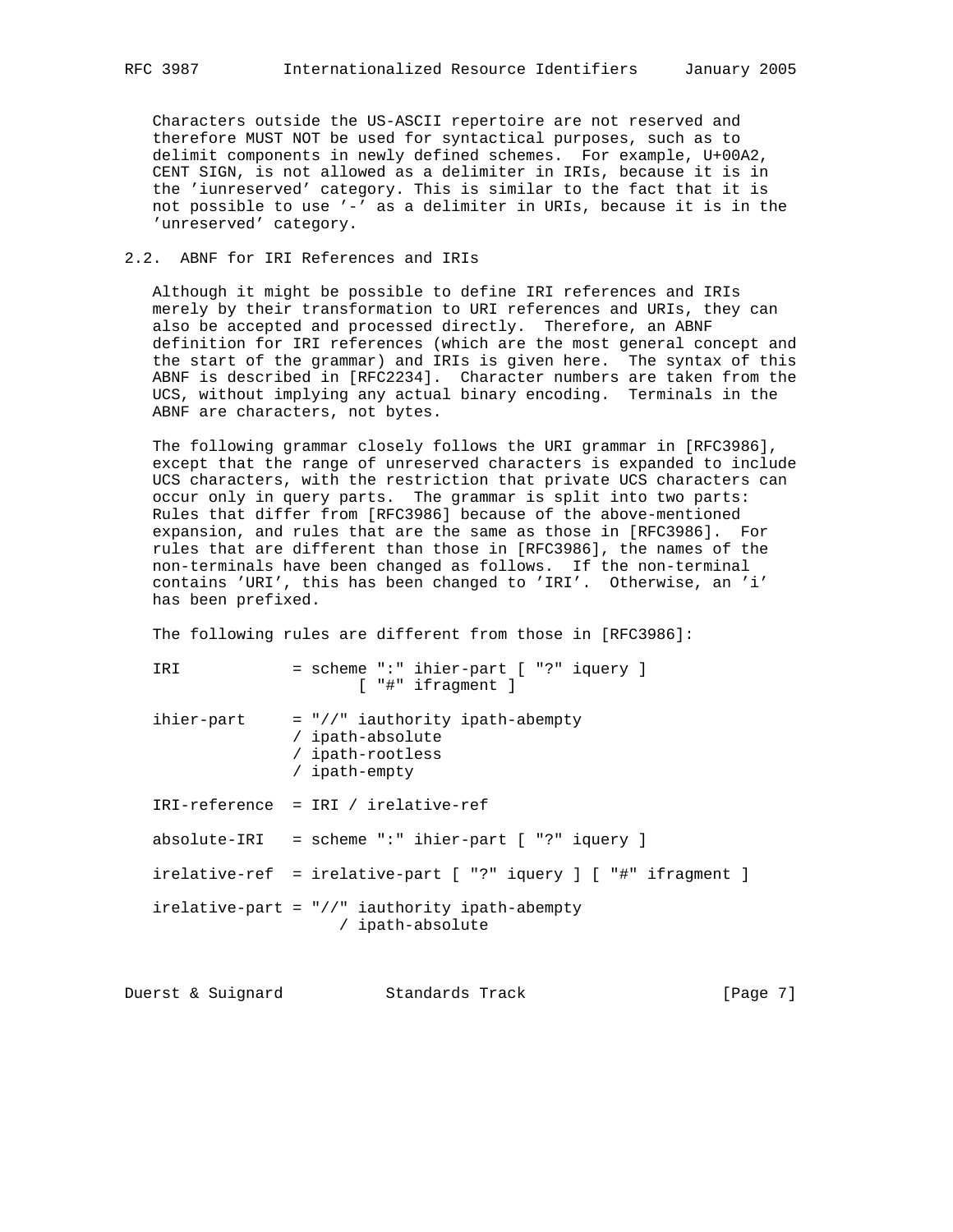Characters outside the US-ASCII repertoire are not reserved and therefore MUST NOT be used for syntactical purposes, such as to delimit components in newly defined schemes. For example, U+00A2, CENT SIGN, is not allowed as a delimiter in IRIs, because it is in the 'iunreserved' category. This is similar to the fact that it is not possible to use '-' as a delimiter in URIs, because it is in the 'unreserved' category.

## 2.2. ABNF for IRI References and IRIs

Although it might be possible to define IRI references and IRIs merely by their transformation to URI references and URIs, they can also be accepted and processed directly. Therefore, an ABNF definition for IRI references (which are the most general concept and the start of the grammar) and IRIs is given here. The syntax of this ABNF is described in [RFC2234]. Character numbers are taken from the UCS, without implying any actual binary encoding. Terminals in the ABNF are characters, not bytes.

The following grammar closely follows the URI grammar in [RFC3986], except that the range of unreserved characters is expanded to include UCS characters, with the restriction that private UCS characters can occur only in query parts. The grammar is split into two parts: Rules that differ from [RFC3986] because of the above-mentioned expansion, and rules that are the same as those in [RFC3986]. For rules that are different than those in [RFC3986], the names of the non-terminals have been changed as follows. If the non-terminal contains 'URI', this has been changed to 'IRI'. Otherwise, an 'i' has been prefixed.

The following rules are different from those in [RFC3986]:

```
IRI            = scheme ":" ihier-part [ "?" iquery ]
                        [ "#" ifragment ]

ihier-part     = "//" iauthority ipath-abempty
               / ipath-absolute
               / ipath-rootless
               / ipath-empty

IRI-reference  = IRI / irelative-ref

absolute-IRI   = scheme ":" ihier-part [ "?" iquery ]

irelative-ref  = irelative-part [ "?" iquery ] [ "#" ifragment ]

irelative-part = "//" iauthority ipath-abempty
                    / ipath-absolute
```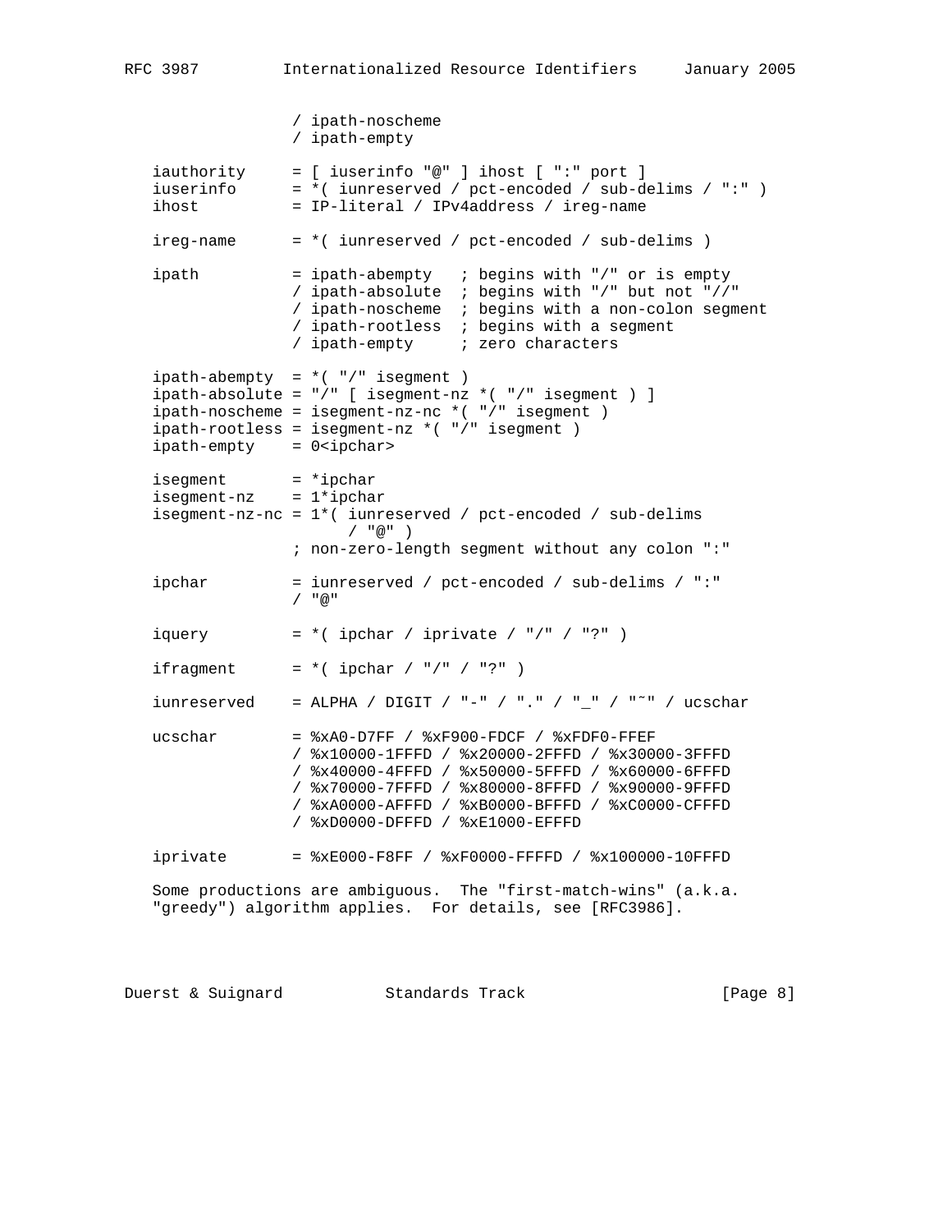```
                 / ipath-noscheme
                 / ipath-empty

   iauthority     = [ iuserinfo "@" ] ihost [ ":" port ]
   iuserinfo      = *( iunreserved / pct-encoded / sub-delims / ":" )
   ihost          = IP-literal / IPv4address / ireg-name

   ireg-name      = *( iunreserved / pct-encoded / sub-delims )

   ipath          = ipath-abempty   ; begins with "/" or is empty
                  / ipath-absolute  ; begins with "/" but not "//"
                  / ipath-noscheme  ; begins with a non-colon segment
                  / ipath-rootless  ; begins with a segment
                  / ipath-empty     ; zero characters

   ipath-abempty  = *( "/" isegment )
   ipath-absolute = "/" [ isegment-nz *( "/" isegment ) ]
   ipath-noscheme = isegment-nz-nc *( "/" isegment )
   ipath-rootless = isegment-nz *( "/" isegment )
   ipath-empty    = 0<ipchar>

   isegment       = *ipchar
   isegment-nz    = 1*ipchar
   isegment-nz-nc = 1*( iunreserved / pct-encoded / sub-delims
                        / "@" )
                  ; non-zero-length segment without any colon ":"

   ipchar         = iunreserved / pct-encoded / sub-delims / ":"
                  / "@"

   iquery         = *( ipchar / iprivate / "/" / "?" )

   ifragment      = *( ipchar / "/" / "?" )

   iunreserved    = ALPHA / DIGIT / "-" / "." / "_" / "~" / ucschar

   ucschar        = %xA0-D7FF / %xF900-FDCF / %xFDF0-FFEF
                  / %x10000-1FFFD / %x20000-2FFFD / %x30000-3FFFD
                  / %x40000-4FFFD / %x50000-5FFFD / %x60000-6FFFD
                  / %x70000-7FFFD / %x80000-8FFFD / %x90000-9FFFD
                  / %xA0000-AFFFD / %xB0000-BFFFD / %xC0000-CFFFD
                  / %xD0000-DFFFD / %xE1000-EFFFD

   iprivate       = %xE000-F8FF / %xF0000-FFFFD / %x100000-10FFFD
```

Some productions are ambiguous. The "first-match-wins" (a.k.a. "greedy") algorithm applies. For details, see [RFC3986].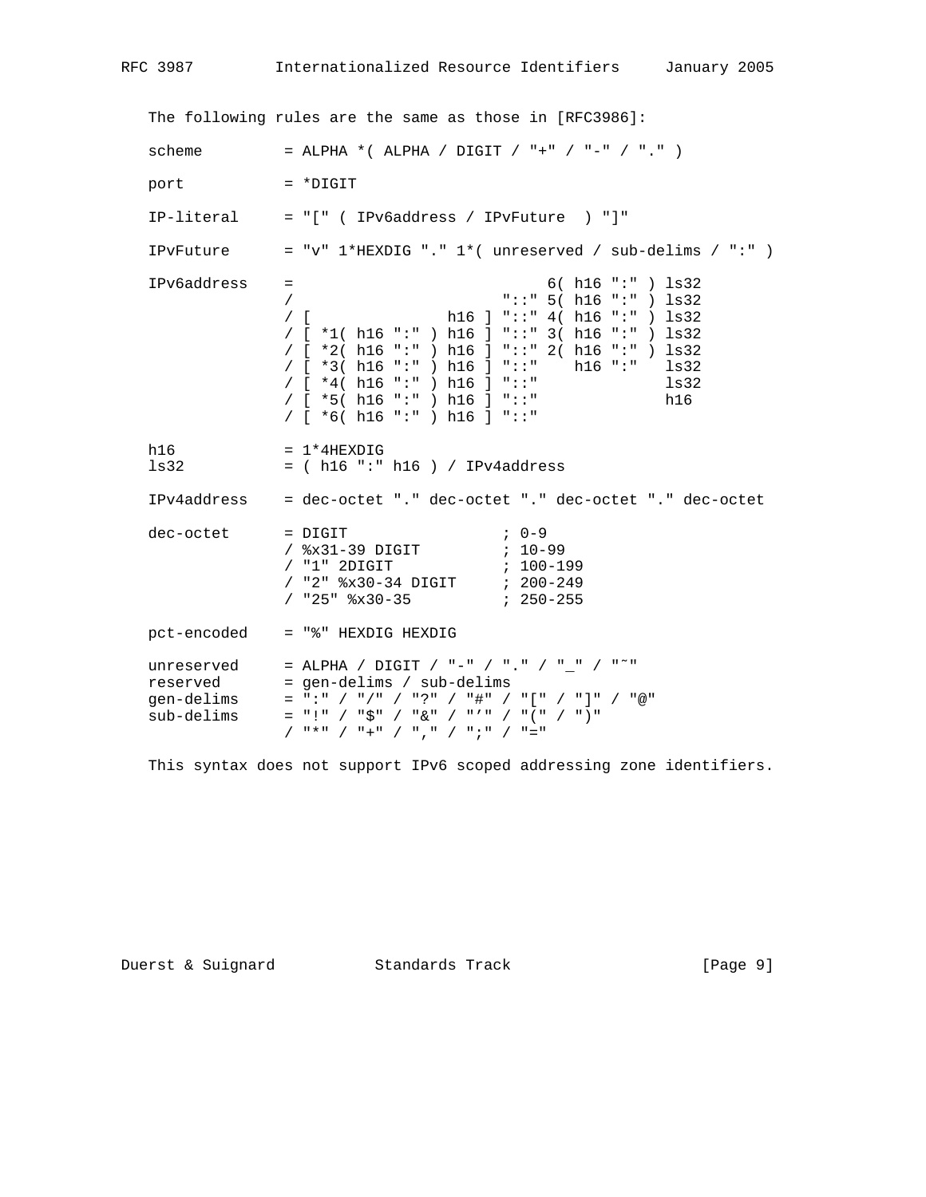The following rules are the same as those in [RFC3986]:

```
scheme         = ALPHA *( ALPHA / DIGIT / "+" / "-" / "." )

port           = *DIGIT

IP-literal     = "[" ( IPv6address / IPvFuture  ) "]"

IPvFuture      = "v" 1*HEXDIG "." 1*( unreserved / sub-delims / ":" )

IPv6address    =                            6( h16 ":" ) ls32
               /                       "::" 5( h16 ":" ) ls32
               / [               h16 ] "::" 4( h16 ":" ) ls32
               / [ *1( h16 ":" ) h16 ] "::" 3( h16 ":" ) ls32
               / [ *2( h16 ":" ) h16 ] "::" 2( h16 ":" ) ls32
               / [ *3( h16 ":" ) h16 ] "::"    h16 ":"   ls32
               / [ *4( h16 ":" ) h16 ] "::"              ls32
               / [ *5( h16 ":" ) h16 ] "::"              h16
               / [ *6( h16 ":" ) h16 ] "::"

h16            = 1*4HEXDIG
ls32           = ( h16 ":" h16 ) / IPv4address

IPv4address    = dec-octet "." dec-octet "." dec-octet "." dec-octet

dec-octet      = DIGIT                 ; 0-9
               / %x31-39 DIGIT         ; 10-99
               / "1" 2DIGIT            ; 100-199
               / "2" %x30-34 DIGIT     ; 200-249
               / "25" %x30-35          ; 250-255

pct-encoded    = "%" HEXDIG HEXDIG

unreserved     = ALPHA / DIGIT / "-" / "." / "_" / "~"
reserved       = gen-delims / sub-delims
gen-delims     = ":" / "/" / "?" / "#" / "[" / "]" / "@"
sub-delims     = "!" / "$" / "&" / "'" / "(" / ")"
               / "*" / "+" / "," / ";" / "="
```

This syntax does not support IPv6 scoped addressing zone identifiers.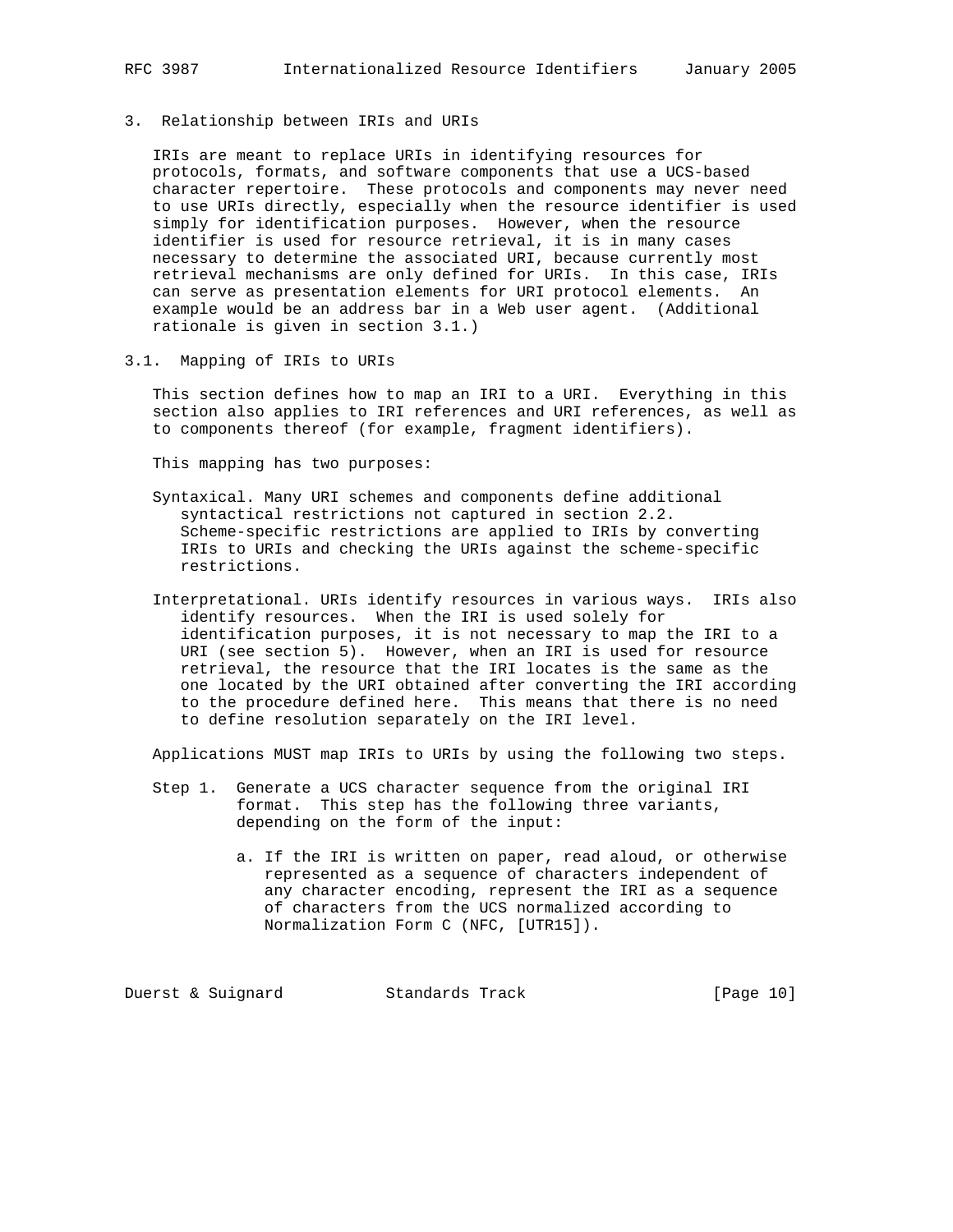## 3. Relationship between IRIs and URIs

IRIs are meant to replace URIs in identifying resources for protocols, formats, and software components that use a UCS-based character repertoire. These protocols and components may never need to use URIs directly, especially when the resource identifier is used simply for identification purposes. However, when the resource identifier is used for resource retrieval, it is in many cases necessary to determine the associated URI, because currently most retrieval mechanisms are only defined for URIs. In this case, IRIs can serve as presentation elements for URI protocol elements. An example would be an address bar in a Web user agent. (Additional rationale is given in section 3.1.)

### 3.1. Mapping of IRIs to URIs

This section defines how to map an IRI to a URI. Everything in this section also applies to IRI references and URI references, as well as to components thereof (for example, fragment identifiers).

This mapping has two purposes:

Syntaxical. Many URI schemes and components define additional syntactical restrictions not captured in section 2.2. Scheme-specific restrictions are applied to IRIs by converting IRIs to URIs and checking the URIs against the scheme-specific restrictions.

Interpretational. URIs identify resources in various ways. IRIs also identify resources. When the IRI is used solely for identification purposes, it is not necessary to map the IRI to a URI (see section 5). However, when an IRI is used for resource retrieval, the resource that the IRI locates is the same as the one located by the URI obtained after converting the IRI according to the procedure defined here. This means that there is no need to define resolution separately on the IRI level.

Applications MUST map IRIs to URIs by using the following two steps.

Step 1. Generate a UCS character sequence from the original IRI format. This step has the following three variants, depending on the form of the input:

a. If the IRI is written on paper, read aloud, or otherwise represented as a sequence of characters independent of any character encoding, represent the IRI as a sequence of characters from the UCS normalized according to Normalization Form C (NFC, [UTR15]).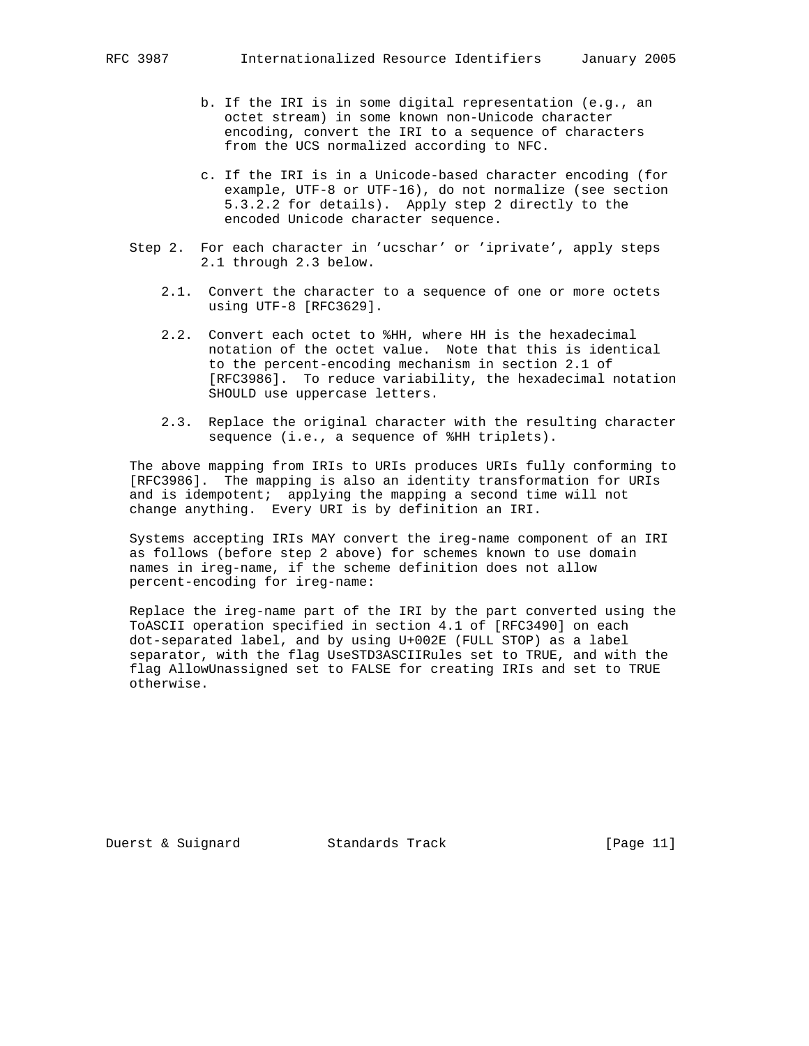b. If the IRI is in some digital representation (e.g., an octet stream) in some known non-Unicode character encoding, convert the IRI to a sequence of characters from the UCS normalized according to NFC.

c. If the IRI is in a Unicode-based character encoding (for example, UTF-8 or UTF-16), do not normalize (see section 5.3.2.2 for details). Apply step 2 directly to the encoded Unicode character sequence.

Step 2. For each character in 'ucschar' or 'iprivate', apply steps 2.1 through 2.3 below.

2.1. Convert the character to a sequence of one or more octets using UTF-8 [RFC3629].

2.2. Convert each octet to %HH, where HH is the hexadecimal notation of the octet value. Note that this is identical to the percent-encoding mechanism in section 2.1 of [RFC3986]. To reduce variability, the hexadecimal notation SHOULD use uppercase letters.

2.3. Replace the original character with the resulting character sequence (i.e., a sequence of %HH triplets).

The above mapping from IRIs to URIs produces URIs fully conforming to [RFC3986]. The mapping is also an identity transformation for URIs and is idempotent; applying the mapping a second time will not change anything. Every URI is by definition an IRI.

Systems accepting IRIs MAY convert the ireg-name component of an IRI as follows (before step 2 above) for schemes known to use domain names in ireg-name, if the scheme definition does not allow percent-encoding for ireg-name:

Replace the ireg-name part of the IRI by the part converted using the ToASCII operation specified in section 4.1 of [RFC3490] on each dot-separated label, and by using U+002E (FULL STOP) as a label separator, with the flag UseSTD3ASCIIRules set to TRUE, and with the flag AllowUnassigned set to FALSE for creating IRIs and set to TRUE otherwise.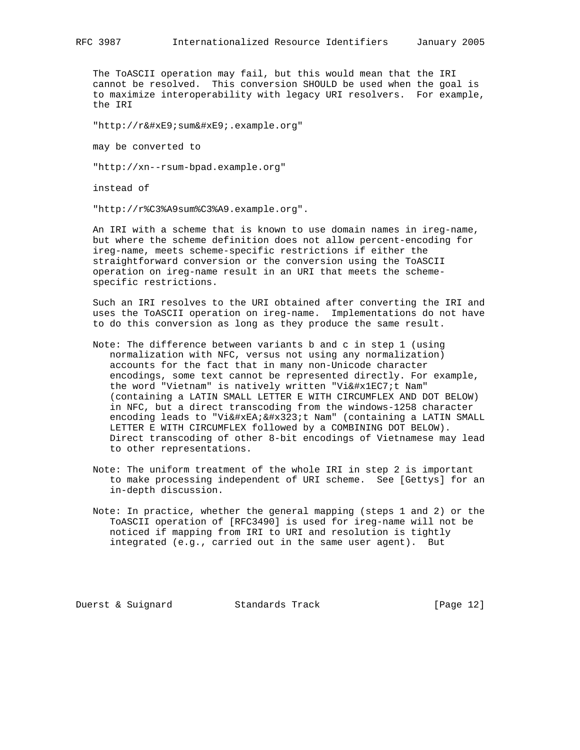The ToASCII operation may fail, but this would mean that the IRI cannot be resolved. This conversion SHOULD be used when the goal is to maximize interoperability with legacy URI resolvers. For example, the IRI

"http://r&#xE9;sum&#xE9;.example.org"

may be converted to

"http://xn--rsum-bpad.example.org"

instead of

"http://r%C3%A9sum%C3%A9.example.org".

An IRI with a scheme that is known to use domain names in ireg-name, but where the scheme definition does not allow percent-encoding for ireg-name, meets scheme-specific restrictions if either the straightforward conversion or the conversion using the ToASCII operation on ireg-name result in an URI that meets the scheme-specific restrictions.

Such an IRI resolves to the URI obtained after converting the IRI and uses the ToASCII operation on ireg-name. Implementations do not have to do this conversion as long as they produce the same result.

Note: The difference between variants b and c in step 1 (using normalization with NFC, versus not using any normalization) accounts for the fact that in many non-Unicode character encodings, some text cannot be represented directly. For example, the word "Vietnam" is natively written "Vi&#x1EC7;t Nam" (containing a LATIN SMALL LETTER E WITH CIRCUMFLEX AND DOT BELOW) in NFC, but a direct transcoding from the windows-1258 character encoding leads to "Vi&#xEA;&#x323;t Nam" (containing a LATIN SMALL LETTER E WITH CIRCUMFLEX followed by a COMBINING DOT BELOW). Direct transcoding of other 8-bit encodings of Vietnamese may lead to other representations.

Note: The uniform treatment of the whole IRI in step 2 is important to make processing independent of URI scheme. See [Gettys] for an in-depth discussion.

Note: In practice, whether the general mapping (steps 1 and 2) or the ToASCII operation of [RFC3490] is used for ireg-name will not be noticed if mapping from IRI to URI and resolution is tightly integrated (e.g., carried out in the same user agent). But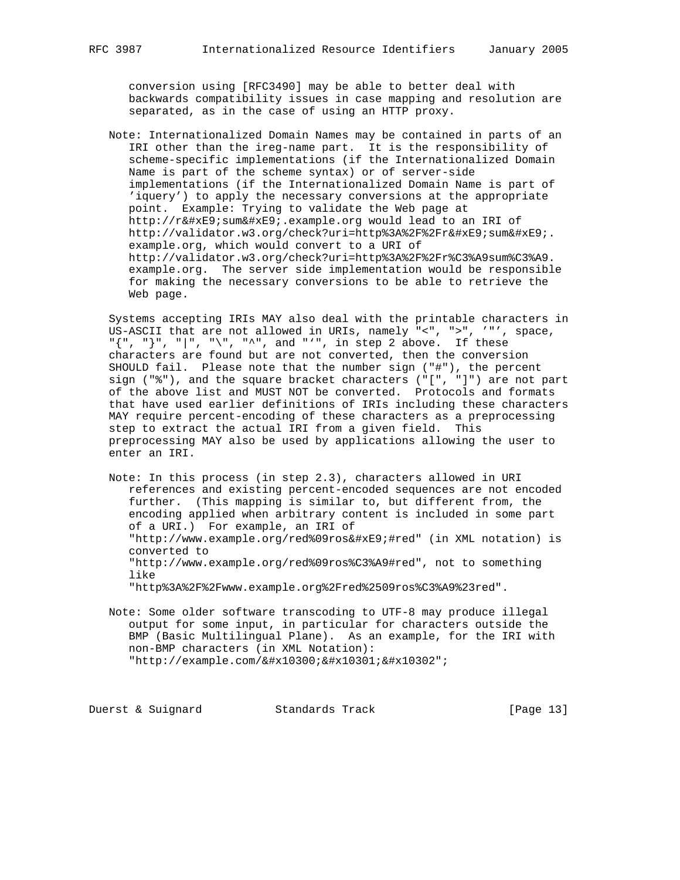conversion using [RFC3490] may be able to better deal with backwards compatibility issues in case mapping and resolution are separated, as in the case of using an HTTP proxy.

Note: Internationalized Domain Names may be contained in parts of an IRI other than the ireg-name part. It is the responsibility of scheme-specific implementations (if the Internationalized Domain Name is part of the scheme syntax) or of server-side implementations (if the Internationalized Domain Name is part of 'iquery') to apply the necessary conversions at the appropriate point. Example: Trying to validate the Web page at http://r&#xE9;sum&#xE9;.example.org would lead to an IRI of http://validator.w3.org/check?uri=http%3A%2F%2Fr&#xE9;sum&#xE9;. example.org, which would convert to a URI of http://validator.w3.org/check?uri=http%3A%2F%2Fr%C3%A9sum%C3%A9. example.org. The server side implementation would be responsible for making the necessary conversions to be able to retrieve the Web page.

Systems accepting IRIs MAY also deal with the printable characters in US-ASCII that are not allowed in URIs, namely "<", ">", '"', space, "{", "}", "|", "\", "^", and "`", in step 2 above. If these characters are found but are not converted, then the conversion SHOULD fail. Please note that the number sign ("#"), the percent sign ("%"), and the square bracket characters ("[", "]") are not part of the above list and MUST NOT be converted. Protocols and formats that have used earlier definitions of IRIs including these characters MAY require percent-encoding of these characters as a preprocessing step to extract the actual IRI from a given field. This preprocessing MAY also be used by applications allowing the user to enter an IRI.

Note: In this process (in step 2.3), characters allowed in URI references and existing percent-encoded sequences are not encoded further. (This mapping is similar to, but different from, the encoding applied when arbitrary content is included in some part of a URI.) For example, an IRI of "http://www.example.org/red%09ros&#xE9;#red" (in XML notation) is converted to "http://www.example.org/red%09ros%C3%A9#red", not to something like "http%3A%2F%2Fwww.example.org%2Fred%2509ros%C3%A9%23red".

Note: Some older software transcoding to UTF-8 may produce illegal output for some input, in particular for characters outside the BMP (Basic Multilingual Plane). As an example, for the IRI with non-BMP characters (in XML Notation): "http://example.com/&#x10300;&#x10301;&#x10302";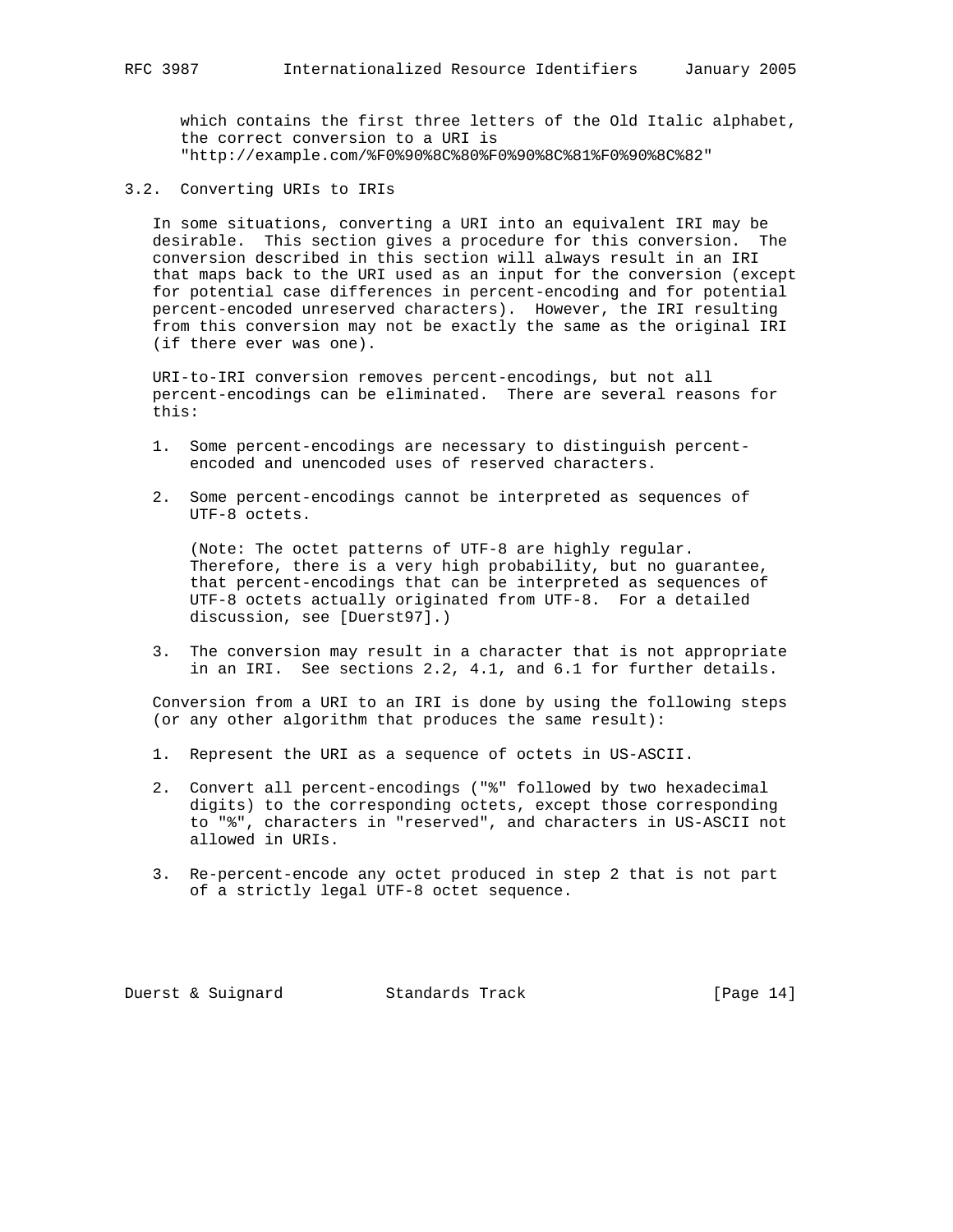which contains the first three letters of the Old Italic alphabet, the correct conversion to a URI is "http://example.com/%F0%90%8C%80%F0%90%8C%81%F0%90%8C%82"

### 3.2. Converting URIs to IRIs

In some situations, converting a URI into an equivalent IRI may be desirable. This section gives a procedure for this conversion. The conversion described in this section will always result in an IRI that maps back to the URI used as an input for the conversion (except for potential case differences in percent-encoding and for potential percent-encoded unreserved characters). However, the IRI resulting from this conversion may not be exactly the same as the original IRI (if there ever was one).

URI-to-IRI conversion removes percent-encodings, but not all percent-encodings can be eliminated. There are several reasons for this:

1. Some percent-encodings are necessary to distinguish percent-encoded and unencoded uses of reserved characters.

2. Some percent-encodings cannot be interpreted as sequences of UTF-8 octets.

   (Note: The octet patterns of UTF-8 are highly regular. Therefore, there is a very high probability, but no guarantee, that percent-encodings that can be interpreted as sequences of UTF-8 octets actually originated from UTF-8. For a detailed discussion, see [Duerst97].)

3. The conversion may result in a character that is not appropriate in an IRI. See sections 2.2, 4.1, and 6.1 for further details.

Conversion from a URI to an IRI is done by using the following steps (or any other algorithm that produces the same result):

1. Represent the URI as a sequence of octets in US-ASCII.

2. Convert all percent-encodings ("%" followed by two hexadecimal digits) to the corresponding octets, except those corresponding to "%", characters in "reserved", and characters in US-ASCII not allowed in URIs.

3. Re-percent-encode any octet produced in step 2 that is not part of a strictly legal UTF-8 octet sequence.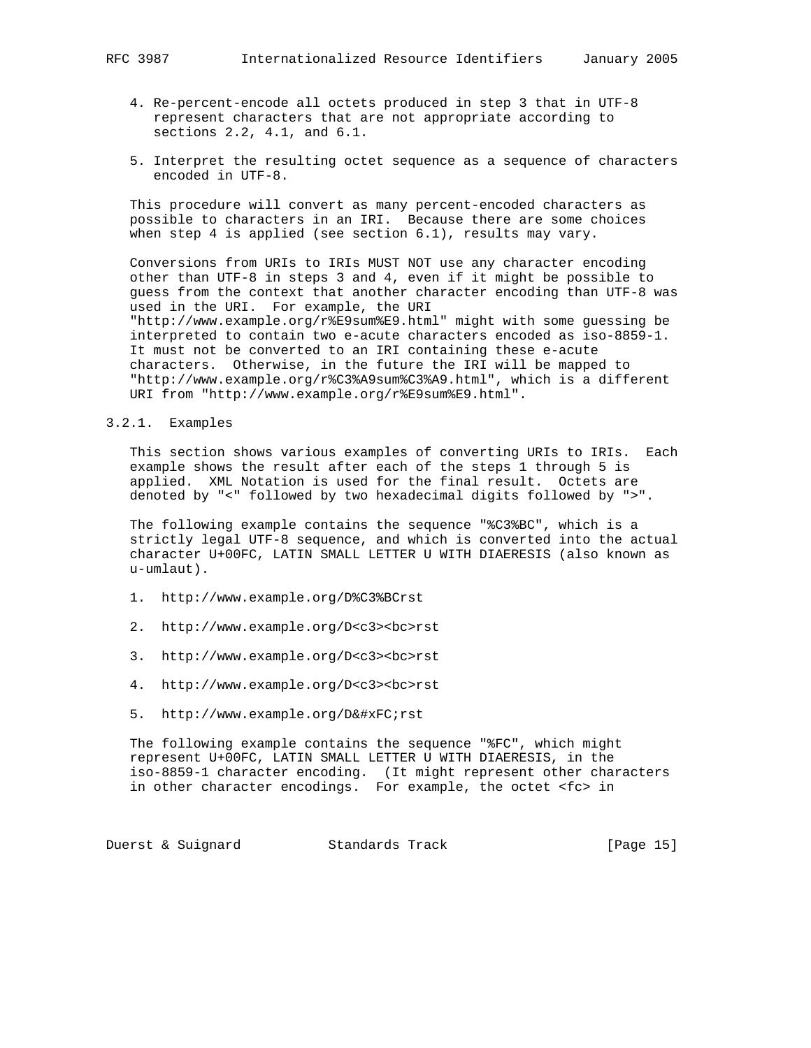4. Re-percent-encode all octets produced in step 3 that in UTF-8 represent characters that are not appropriate according to sections 2.2, 4.1, and 6.1.

5. Interpret the resulting octet sequence as a sequence of characters encoded in UTF-8.

This procedure will convert as many percent-encoded characters as possible to characters in an IRI. Because there are some choices when step 4 is applied (see section 6.1), results may vary.

Conversions from URIs to IRIs MUST NOT use any character encoding other than UTF-8 in steps 3 and 4, even if it might be possible to guess from the context that another character encoding than UTF-8 was used in the URI. For example, the URI "http://www.example.org/r%E9sum%E9.html" might with some guessing be interpreted to contain two e-acute characters encoded as iso-8859-1. It must not be converted to an IRI containing these e-acute characters. Otherwise, in the future the IRI will be mapped to "http://www.example.org/r%C3%A9sum%C3%A9.html", which is a different URI from "http://www.example.org/r%E9sum%E9.html".

### 3.2.1. Examples

This section shows various examples of converting URIs to IRIs. Each example shows the result after each of the steps 1 through 5 is applied. XML Notation is used for the final result. Octets are denoted by "<" followed by two hexadecimal digits followed by ">".

The following example contains the sequence "%C3%BC", which is a strictly legal UTF-8 sequence, and which is converted into the actual character U+00FC, LATIN SMALL LETTER U WITH DIAERESIS (also known as u-umlaut).

```
1.  http://www.example.org/D%C3%BCrst

2.  http://www.example.org/D<c3><bc>rst

3.  http://www.example.org/D<c3><bc>rst

4.  http://www.example.org/D<c3><bc>rst

5.  http://www.example.org/D&#xFC;rst
```

The following example contains the sequence "%FC", which might represent U+00FC, LATIN SMALL LETTER U WITH DIAERESIS, in the iso-8859-1 character encoding. (It might represent other characters in other character encodings. For example, the octet <fc> in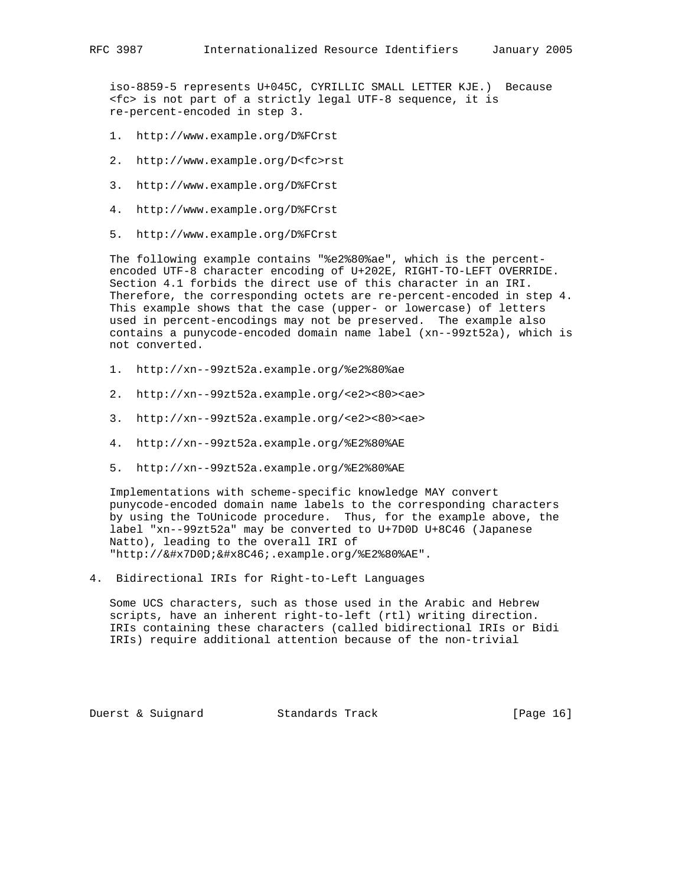iso-8859-5 represents U+045C, CYRILLIC SMALL LETTER KJE.) Because <fc> is not part of a strictly legal UTF-8 sequence, it is re-percent-encoded in step 3.

1. http://www.example.org/D%FCrst

2. http://www.example.org/D<fc>rst

3. http://www.example.org/D%FCrst

4. http://www.example.org/D%FCrst

5. http://www.example.org/D%FCrst

The following example contains "%e2%80%ae", which is the percent-encoded UTF-8 character encoding of U+202E, RIGHT-TO-LEFT OVERRIDE. Section 4.1 forbids the direct use of this character in an IRI. Therefore, the corresponding octets are re-percent-encoded in step 4. This example shows that the case (upper- or lowercase) of letters used in percent-encodings may not be preserved. The example also contains a punycode-encoded domain name label (xn--99zt52a), which is not converted.

1. http://xn--99zt52a.example.org/%e2%80%ae

2. http://xn--99zt52a.example.org/<e2><80><ae>

3. http://xn--99zt52a.example.org/<e2><80><ae>

4. http://xn--99zt52a.example.org/%E2%80%AE

5. http://xn--99zt52a.example.org/%E2%80%AE

Implementations with scheme-specific knowledge MAY convert punycode-encoded domain name labels to the corresponding characters by using the ToUnicode procedure. Thus, for the example above, the label "xn--99zt52a" may be converted to U+7D0D U+8C46 (Japanese Natto), leading to the overall IRI of "http://&#x7D0D;&#x8C46;.example.org/%E2%80%AE".

## 4. Bidirectional IRIs for Right-to-Left Languages

Some UCS characters, such as those used in the Arabic and Hebrew scripts, have an inherent right-to-left (rtl) writing direction. IRIs containing these characters (called bidirectional IRIs or Bidi IRIs) require additional attention because of the non-trivial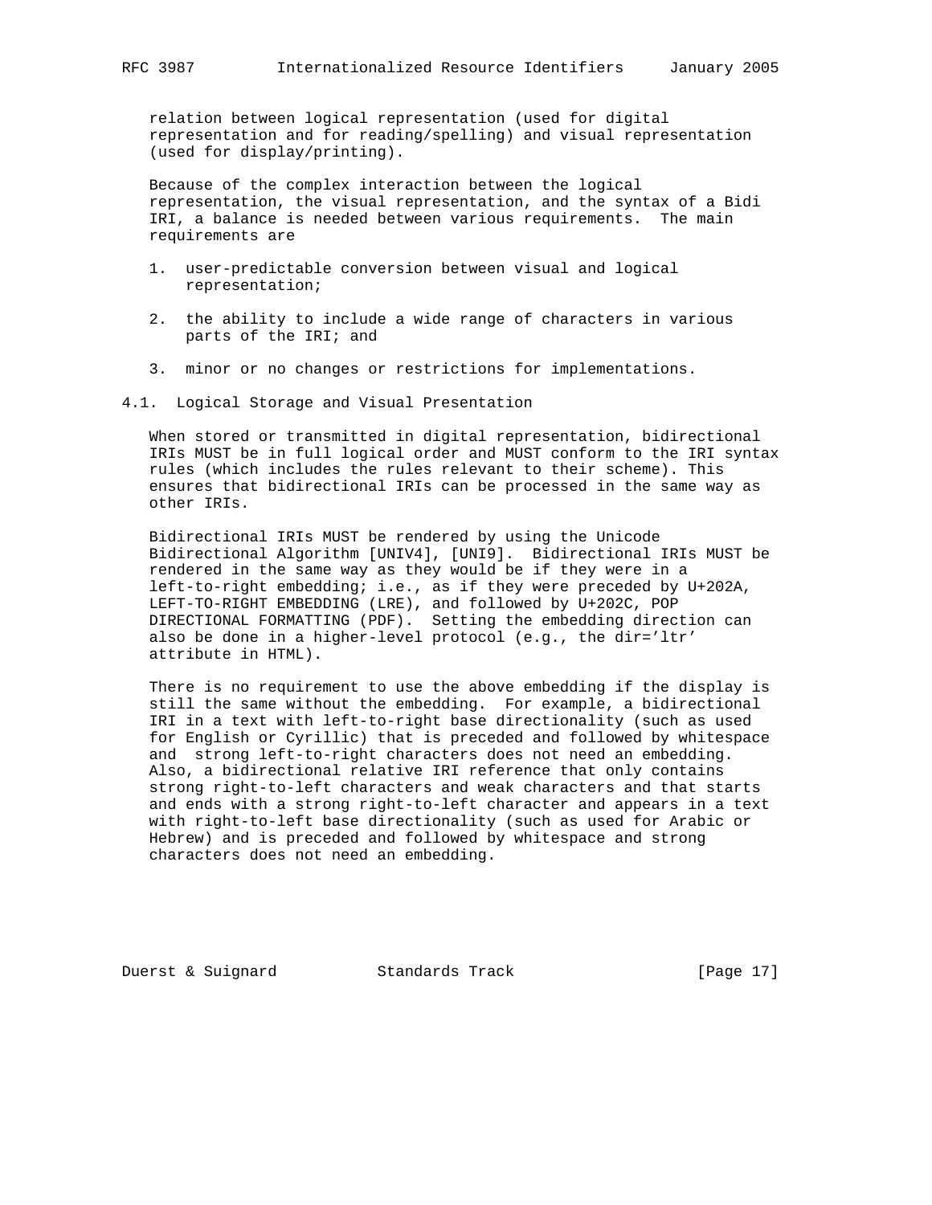relation between logical representation (used for digital representation and for reading/spelling) and visual representation (used for display/printing).

Because of the complex interaction between the logical representation, the visual representation, and the syntax of a Bidi IRI, a balance is needed between various requirements. The main requirements are

1. user-predictable conversion between visual and logical representation;

2. the ability to include a wide range of characters in various parts of the IRI; and

3. minor or no changes or restrictions for implementations.

## 4.1. Logical Storage and Visual Presentation

When stored or transmitted in digital representation, bidirectional IRIs MUST be in full logical order and MUST conform to the IRI syntax rules (which includes the rules relevant to their scheme). This ensures that bidirectional IRIs can be processed in the same way as other IRIs.

Bidirectional IRIs MUST be rendered by using the Unicode Bidirectional Algorithm [UNIV4], [UNI9]. Bidirectional IRIs MUST be rendered in the same way as they would be if they were in a left-to-right embedding; i.e., as if they were preceded by U+202A, LEFT-TO-RIGHT EMBEDDING (LRE), and followed by U+202C, POP DIRECTIONAL FORMATTING (PDF). Setting the embedding direction can also be done in a higher-level protocol (e.g., the dir='ltr' attribute in HTML).

There is no requirement to use the above embedding if the display is still the same without the embedding. For example, a bidirectional IRI in a text with left-to-right base directionality (such as used for English or Cyrillic) that is preceded and followed by whitespace and strong left-to-right characters does not need an embedding. Also, a bidirectional relative IRI reference that only contains strong right-to-left characters and weak characters and that starts and ends with a strong right-to-left character and appears in a text with right-to-left base directionality (such as used for Arabic or Hebrew) and is preceded and followed by whitespace and strong characters does not need an embedding.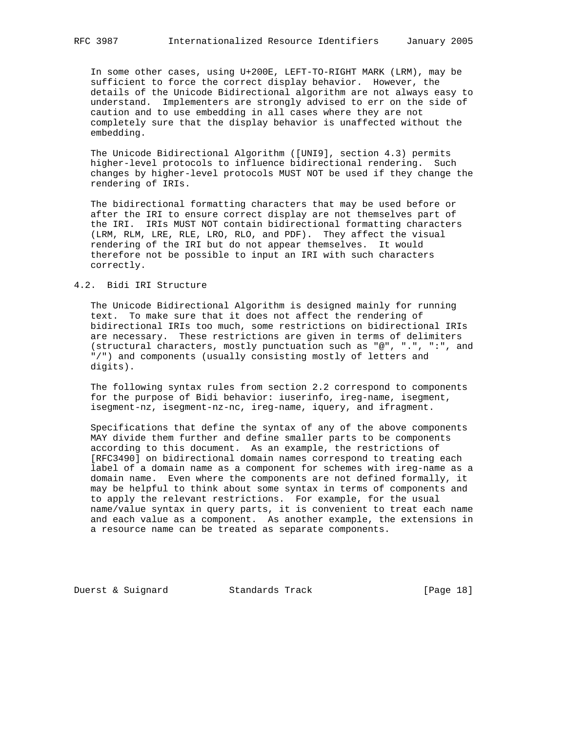In some other cases, using U+200E, LEFT-TO-RIGHT MARK (LRM), may be sufficient to force the correct display behavior. However, the details of the Unicode Bidirectional algorithm are not always easy to understand. Implementers are strongly advised to err on the side of caution and to use embedding in all cases where they are not completely sure that the display behavior is unaffected without the embedding.

The Unicode Bidirectional Algorithm ([UNI9], section 4.3) permits higher-level protocols to influence bidirectional rendering. Such changes by higher-level protocols MUST NOT be used if they change the rendering of IRIs.

The bidirectional formatting characters that may be used before or after the IRI to ensure correct display are not themselves part of the IRI. IRIs MUST NOT contain bidirectional formatting characters (LRM, RLM, LRE, RLE, LRO, RLO, and PDF). They affect the visual rendering of the IRI but do not appear themselves. It would therefore not be possible to input an IRI with such characters correctly.

## 4.2. Bidi IRI Structure

The Unicode Bidirectional Algorithm is designed mainly for running text. To make sure that it does not affect the rendering of bidirectional IRIs too much, some restrictions on bidirectional IRIs are necessary. These restrictions are given in terms of delimiters (structural characters, mostly punctuation such as "@", ".", ":", and "/") and components (usually consisting mostly of letters and digits).

The following syntax rules from section 2.2 correspond to components for the purpose of Bidi behavior: iuserinfo, ireg-name, isegment, isegment-nz, isegment-nz-nc, ireg-name, iquery, and ifragment.

Specifications that define the syntax of any of the above components MAY divide them further and define smaller parts to be components according to this document. As an example, the restrictions of [RFC3490] on bidirectional domain names correspond to treating each label of a domain name as a component for schemes with ireg-name as a domain name. Even where the components are not defined formally, it may be helpful to think about some syntax in terms of components and to apply the relevant restrictions. For example, for the usual name/value syntax in query parts, it is convenient to treat each name and each value as a component. As another example, the extensions in a resource name can be treated as separate components.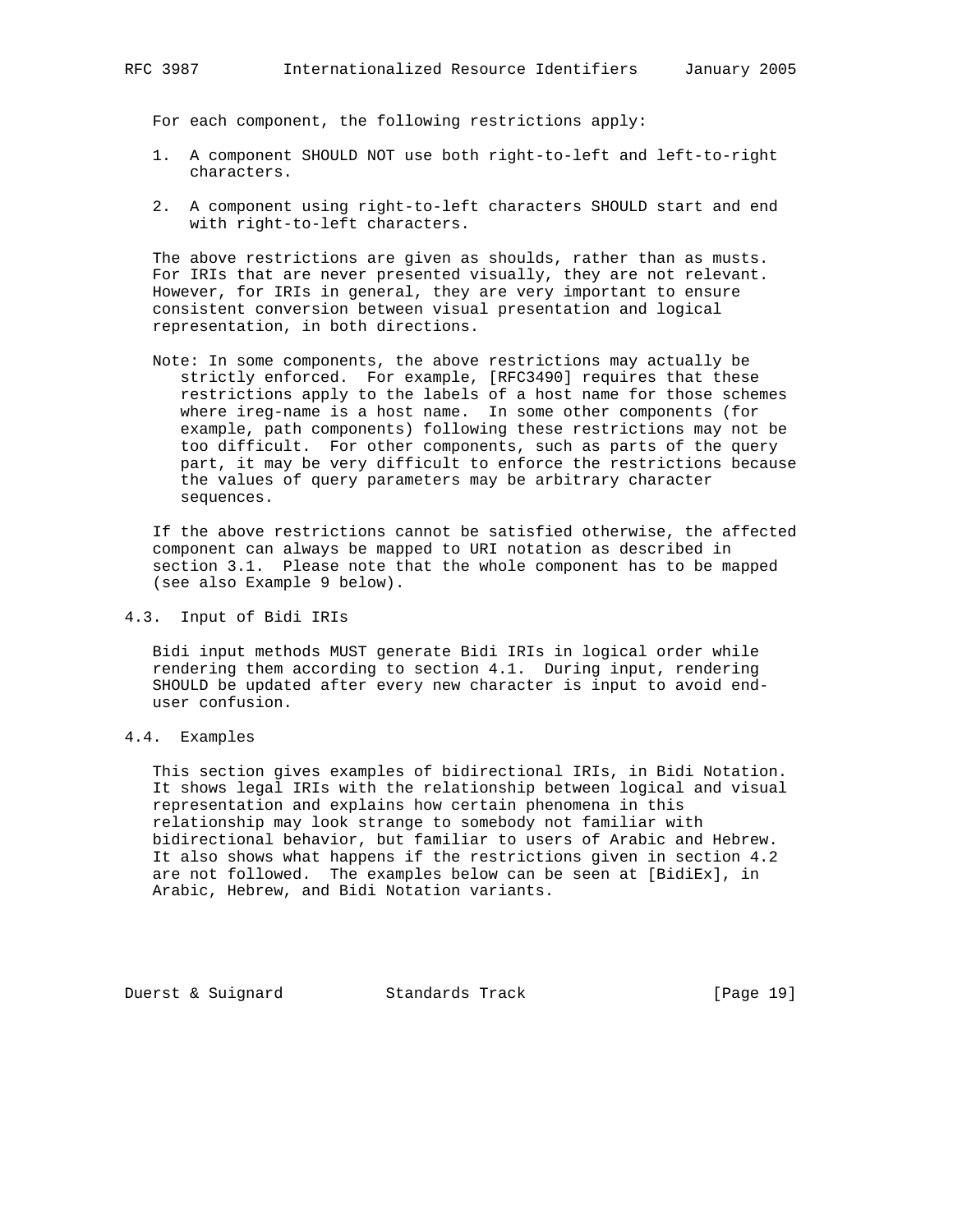For each component, the following restrictions apply:

1. A component SHOULD NOT use both right-to-left and left-to-right characters.

2. A component using right-to-left characters SHOULD start and end with right-to-left characters.

The above restrictions are given as shoulds, rather than as musts. For IRIs that are never presented visually, they are not relevant. However, for IRIs in general, they are very important to ensure consistent conversion between visual presentation and logical representation, in both directions.

Note: In some components, the above restrictions may actually be strictly enforced. For example, [RFC3490] requires that these restrictions apply to the labels of a host name for those schemes where ireg-name is a host name. In some other components (for example, path components) following these restrictions may not be too difficult. For other components, such as parts of the query part, it may be very difficult to enforce the restrictions because the values of query parameters may be arbitrary character sequences.

If the above restrictions cannot be satisfied otherwise, the affected component can always be mapped to URI notation as described in section 3.1. Please note that the whole component has to be mapped (see also Example 9 below).

## 4.3. Input of Bidi IRIs

Bidi input methods MUST generate Bidi IRIs in logical order while rendering them according to section 4.1. During input, rendering SHOULD be updated after every new character is input to avoid end-user confusion.

## 4.4. Examples

This section gives examples of bidirectional IRIs, in Bidi Notation. It shows legal IRIs with the relationship between logical and visual representation and explains how certain phenomena in this relationship may look strange to somebody not familiar with bidirectional behavior, but familiar to users of Arabic and Hebrew. It also shows what happens if the restrictions given in section 4.2 are not followed. The examples below can be seen at [BidiEx], in Arabic, Hebrew, and Bidi Notation variants.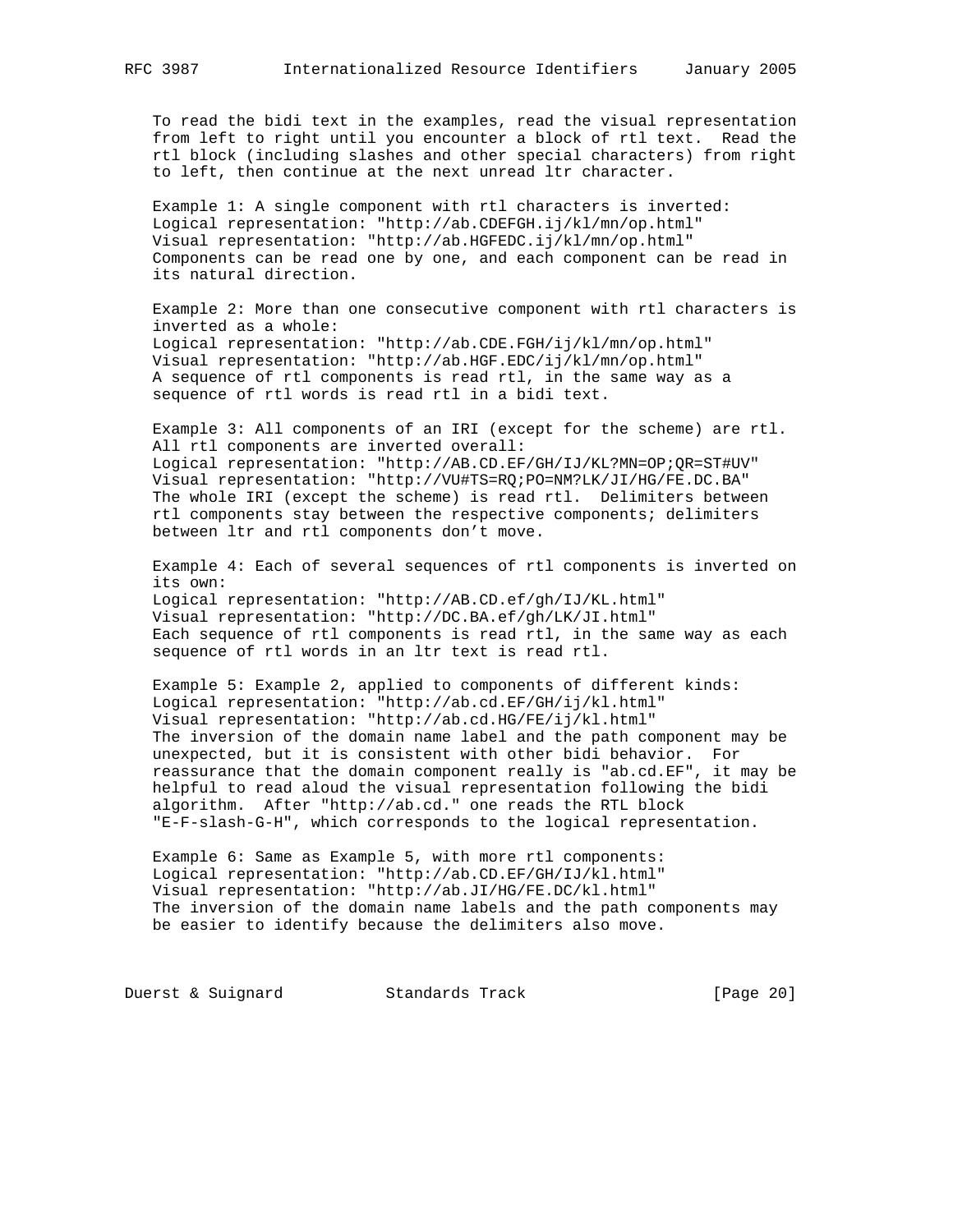To read the bidi text in the examples, read the visual representation from left to right until you encounter a block of rtl text. Read the rtl block (including slashes and other special characters) from right to left, then continue at the next unread ltr character.

Example 1: A single component with rtl characters is inverted:
Logical representation: "http://ab.CDEFGH.ij/kl/mn/op.html"
Visual representation: "http://ab.HGFEDC.ij/kl/mn/op.html"
Components can be read one by one, and each component can be read in its natural direction.

Example 2: More than one consecutive component with rtl characters is inverted as a whole:
Logical representation: "http://ab.CDE.FGH/ij/kl/mn/op.html"
Visual representation: "http://ab.HGF.EDC/ij/kl/mn/op.html"
A sequence of rtl components is read rtl, in the same way as a sequence of rtl words is read rtl in a bidi text.

Example 3: All components of an IRI (except for the scheme) are rtl. All rtl components are inverted overall:
Logical representation: "http://AB.CD.EF/GH/IJ/KL?MN=OP;QR=ST#UV"
Visual representation: "http://VU#TS=RQ;PO=NM?LK/JI/HG/FE.DC.BA"
The whole IRI (except the scheme) is read rtl. Delimiters between rtl components stay between the respective components; delimiters between ltr and rtl components don't move.

Example 4: Each of several sequences of rtl components is inverted on its own:
Logical representation: "http://AB.CD.ef/gh/IJ/KL.html"
Visual representation: "http://DC.BA.ef/gh/LK/JI.html"
Each sequence of rtl components is read rtl, in the same way as each sequence of rtl words in an ltr text is read rtl.

Example 5: Example 2, applied to components of different kinds:
Logical representation: "http://ab.cd.EF/GH/ij/kl.html"
Visual representation: "http://ab.cd.HG/FE/ij/kl.html"
The inversion of the domain name label and the path component may be unexpected, but it is consistent with other bidi behavior. For reassurance that the domain component really is "ab.cd.EF", it may be helpful to read aloud the visual representation following the bidi algorithm. After "http://ab.cd." one reads the RTL block "E-F-slash-G-H", which corresponds to the logical representation.

Example 6: Same as Example 5, with more rtl components:
Logical representation: "http://ab.CD.EF/GH/IJ/kl.html"
Visual representation: "http://ab.JI/HG/FE.DC/kl.html"
The inversion of the domain name labels and the path components may be easier to identify because the delimiters also move.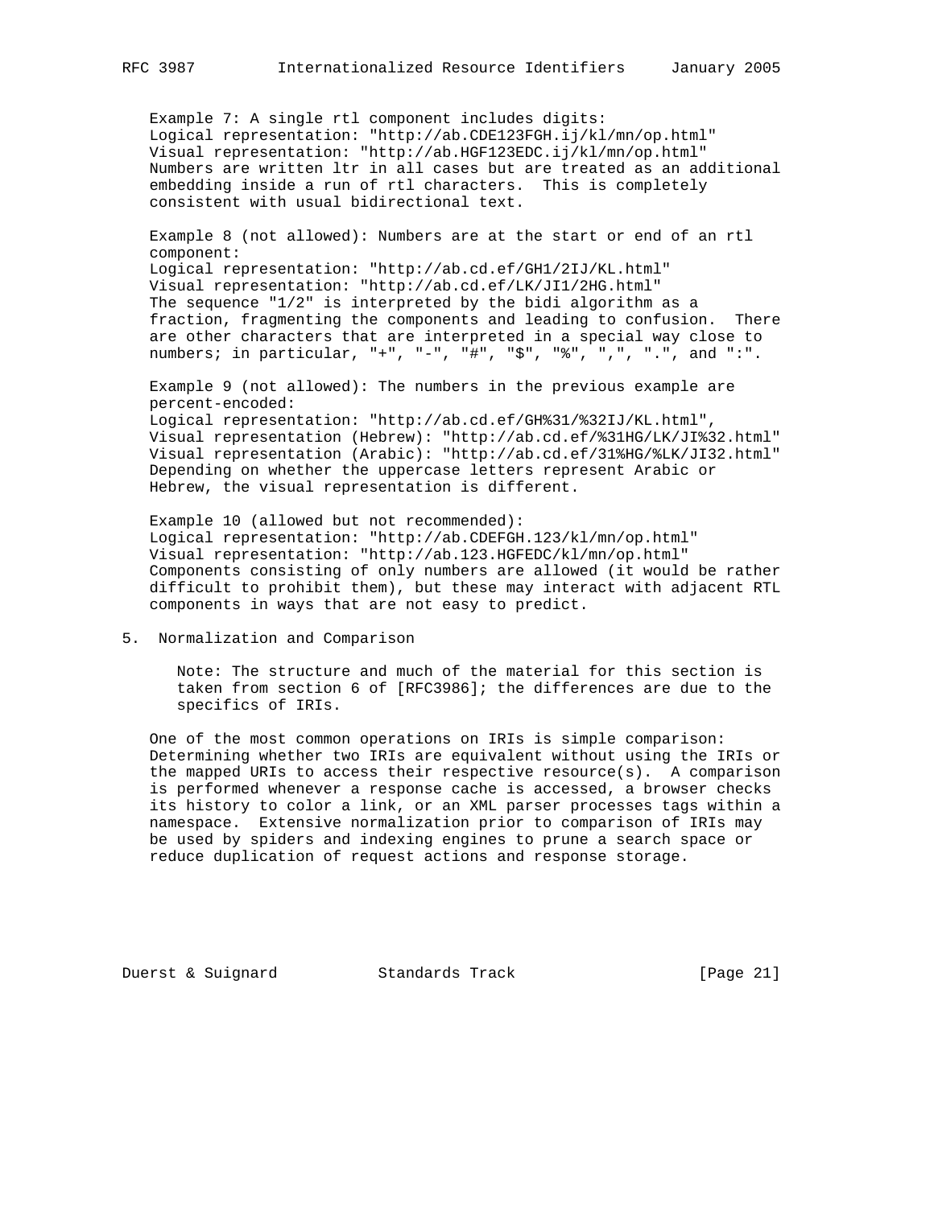Example 7: A single rtl component includes digits:
Logical representation: "http://ab.CDE123FGH.ij/kl/mn/op.html"
Visual representation: "http://ab.HGF123EDC.ij/kl/mn/op.html"
Numbers are written ltr in all cases but are treated as an additional embedding inside a run of rtl characters. This is completely consistent with usual bidirectional text.

Example 8 (not allowed): Numbers are at the start or end of an rtl component:
Logical representation: "http://ab.cd.ef/GH1/2IJ/KL.html"
Visual representation: "http://ab.cd.ef/LK/JI1/2HG.html"
The sequence "1/2" is interpreted by the bidi algorithm as a fraction, fragmenting the components and leading to confusion. There are other characters that are interpreted in a special way close to numbers; in particular, "+", "-", "#", "$", "%", ",", ".", and ":".

Example 9 (not allowed): The numbers in the previous example are percent-encoded:
Logical representation: "http://ab.cd.ef/GH%31/%32IJ/KL.html",
Visual representation (Hebrew): "http://ab.cd.ef/%31HG/LK/JI%32.html"
Visual representation (Arabic): "http://ab.cd.ef/31%HG/%LK/JI32.html"
Depending on whether the uppercase letters represent Arabic or Hebrew, the visual representation is different.

Example 10 (allowed but not recommended):
Logical representation: "http://ab.CDEFGH.123/kl/mn/op.html"
Visual representation: "http://ab.123.HGFEDC/kl/mn/op.html"
Components consisting of only numbers are allowed (it would be rather difficult to prohibit them), but these may interact with adjacent RTL components in ways that are not easy to predict.

## 5. Normalization and Comparison

> Note: The structure and much of the material for this section is taken from section 6 of [RFC3986]; the differences are due to the specifics of IRIs.

One of the most common operations on IRIs is simple comparison: Determining whether two IRIs are equivalent without using the IRIs or the mapped URIs to access their respective resource(s). A comparison is performed whenever a response cache is accessed, a browser checks its history to color a link, or an XML parser processes tags within a namespace. Extensive normalization prior to comparison of IRIs may be used by spiders and indexing engines to prune a search space or reduce duplication of request actions and response storage.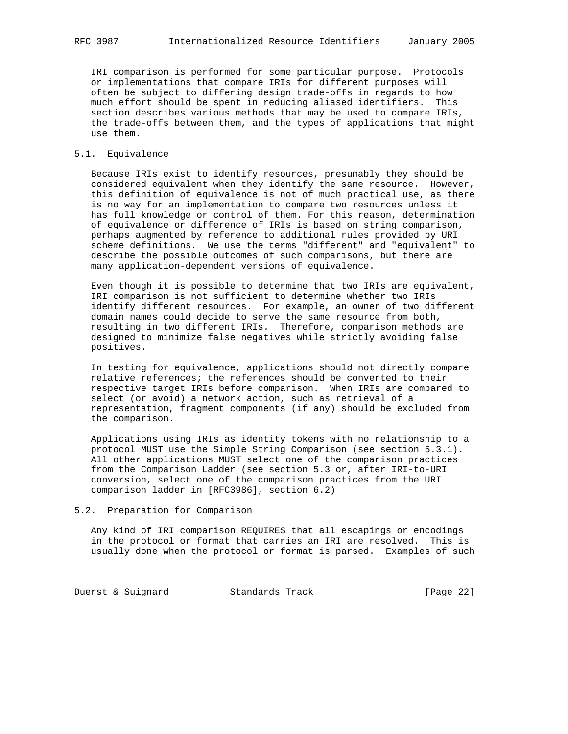IRI comparison is performed for some particular purpose. Protocols or implementations that compare IRIs for different purposes will often be subject to differing design trade-offs in regards to how much effort should be spent in reducing aliased identifiers. This section describes various methods that may be used to compare IRIs, the trade-offs between them, and the types of applications that might use them.

## 5.1. Equivalence

Because IRIs exist to identify resources, presumably they should be considered equivalent when they identify the same resource. However, this definition of equivalence is not of much practical use, as there is no way for an implementation to compare two resources unless it has full knowledge or control of them. For this reason, determination of equivalence or difference of IRIs is based on string comparison, perhaps augmented by reference to additional rules provided by URI scheme definitions. We use the terms "different" and "equivalent" to describe the possible outcomes of such comparisons, but there are many application-dependent versions of equivalence.

Even though it is possible to determine that two IRIs are equivalent, IRI comparison is not sufficient to determine whether two IRIs identify different resources. For example, an owner of two different domain names could decide to serve the same resource from both, resulting in two different IRIs. Therefore, comparison methods are designed to minimize false negatives while strictly avoiding false positives.

In testing for equivalence, applications should not directly compare relative references; the references should be converted to their respective target IRIs before comparison. When IRIs are compared to select (or avoid) a network action, such as retrieval of a representation, fragment components (if any) should be excluded from the comparison.

Applications using IRIs as identity tokens with no relationship to a protocol MUST use the Simple String Comparison (see section 5.3.1). All other applications MUST select one of the comparison practices from the Comparison Ladder (see section 5.3 or, after IRI-to-URI conversion, select one of the comparison practices from the URI comparison ladder in [RFC3986], section 6.2)

## 5.2. Preparation for Comparison

Any kind of IRI comparison REQUIRES that all escapings or encodings in the protocol or format that carries an IRI are resolved. This is usually done when the protocol or format is parsed. Examples of such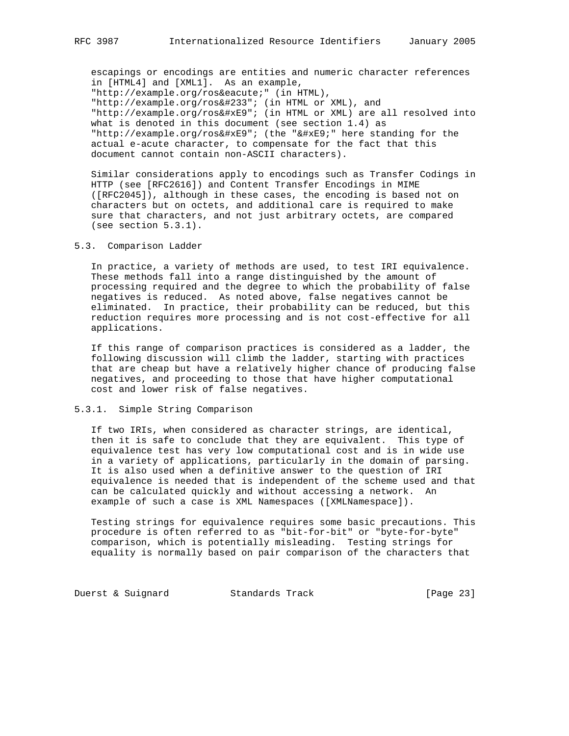escapings or encodings are entities and numeric character references in [HTML4] and [XML1]. As an example, "http://example.org/ros&eacute;" (in HTML), "http://example.org/ros&#233"; (in HTML or XML), and "http://example.org/ros&#xE9"; (in HTML or XML) are all resolved into what is denoted in this document (see section 1.4) as "http://example.org/ros&#xE9"; (the "&#xE9;" here standing for the actual e-acute character, to compensate for the fact that this document cannot contain non-ASCII characters).

Similar considerations apply to encodings such as Transfer Codings in HTTP (see [RFC2616]) and Content Transfer Encodings in MIME ([RFC2045]), although in these cases, the encoding is based not on characters but on octets, and additional care is required to make sure that characters, and not just arbitrary octets, are compared (see section 5.3.1).

## 5.3. Comparison Ladder

In practice, a variety of methods are used, to test IRI equivalence. These methods fall into a range distinguished by the amount of processing required and the degree to which the probability of false negatives is reduced. As noted above, false negatives cannot be eliminated. In practice, their probability can be reduced, but this reduction requires more processing and is not cost-effective for all applications.

If this range of comparison practices is considered as a ladder, the following discussion will climb the ladder, starting with practices that are cheap but have a relatively higher chance of producing false negatives, and proceeding to those that have higher computational cost and lower risk of false negatives.

### 5.3.1. Simple String Comparison

If two IRIs, when considered as character strings, are identical, then it is safe to conclude that they are equivalent. This type of equivalence test has very low computational cost and is in wide use in a variety of applications, particularly in the domain of parsing. It is also used when a definitive answer to the question of IRI equivalence is needed that is independent of the scheme used and that can be calculated quickly and without accessing a network. An example of such a case is XML Namespaces ([XMLNamespace]).

Testing strings for equivalence requires some basic precautions. This procedure is often referred to as "bit-for-bit" or "byte-for-byte" comparison, which is potentially misleading. Testing strings for equality is normally based on pair comparison of the characters that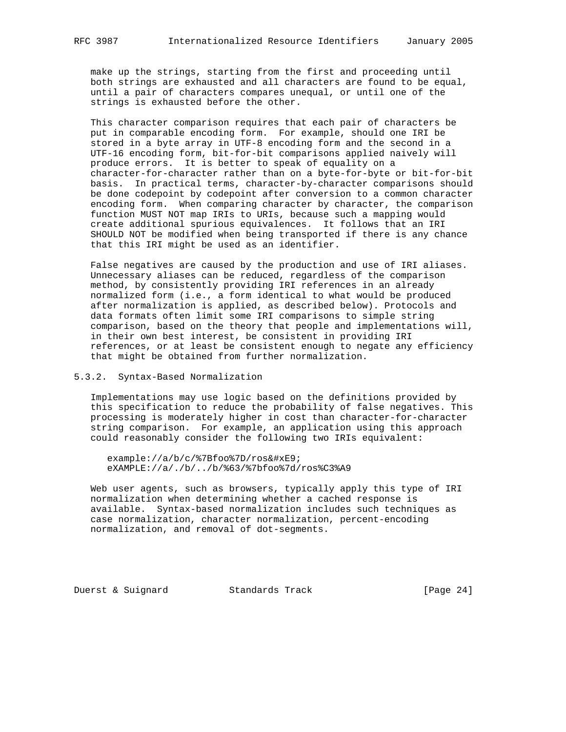make up the strings, starting from the first and proceeding until both strings are exhausted and all characters are found to be equal, until a pair of characters compares unequal, or until one of the strings is exhausted before the other.

This character comparison requires that each pair of characters be put in comparable encoding form. For example, should one IRI be stored in a byte array in UTF-8 encoding form and the second in a UTF-16 encoding form, bit-for-bit comparisons applied naively will produce errors. It is better to speak of equality on a character-for-character rather than on a byte-for-byte or bit-for-bit basis. In practical terms, character-by-character comparisons should be done codepoint by codepoint after conversion to a common character encoding form. When comparing character by character, the comparison function MUST NOT map IRIs to URIs, because such a mapping would create additional spurious equivalences. It follows that an IRI SHOULD NOT be modified when being transported if there is any chance that this IRI might be used as an identifier.

False negatives are caused by the production and use of IRI aliases. Unnecessary aliases can be reduced, regardless of the comparison method, by consistently providing IRI references in an already normalized form (i.e., a form identical to what would be produced after normalization is applied, as described below). Protocols and data formats often limit some IRI comparisons to simple string comparison, based on the theory that people and implementations will, in their own best interest, be consistent in providing IRI references, or at least be consistent enough to negate any efficiency that might be obtained from further normalization.

### 5.3.2. Syntax-Based Normalization

Implementations may use logic based on the definitions provided by this specification to reduce the probability of false negatives. This processing is moderately higher in cost than character-for-character string comparison. For example, an application using this approach could reasonably consider the following two IRIs equivalent:

```
example://a/b/c/%7Bfoo%7D/ros&#xE9;
eXAMPLE://a/./b/../b/%63/%7bfoo%7d/ros%C3%A9
```

Web user agents, such as browsers, typically apply this type of IRI normalization when determining whether a cached response is available. Syntax-based normalization includes such techniques as case normalization, character normalization, percent-encoding normalization, and removal of dot-segments.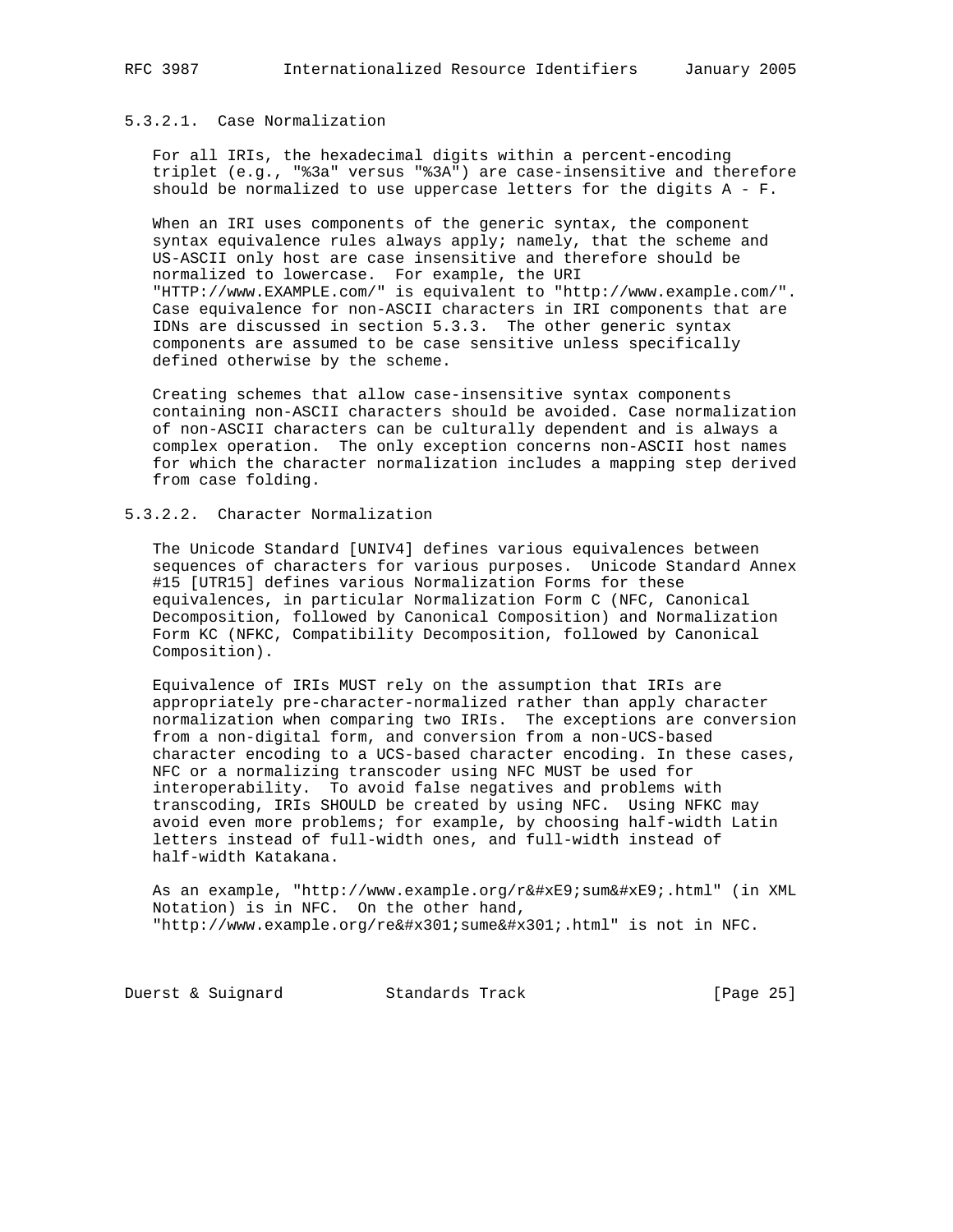#### 5.3.2.1. Case Normalization

For all IRIs, the hexadecimal digits within a percent-encoding triplet (e.g., "%3a" versus "%3A") are case-insensitive and therefore should be normalized to use uppercase letters for the digits A - F.

When an IRI uses components of the generic syntax, the component syntax equivalence rules always apply; namely, that the scheme and US-ASCII only host are case insensitive and therefore should be normalized to lowercase. For example, the URI "HTTP://www.EXAMPLE.com/" is equivalent to "http://www.example.com/". Case equivalence for non-ASCII characters in IRI components that are IDNs are discussed in section 5.3.3. The other generic syntax components are assumed to be case sensitive unless specifically defined otherwise by the scheme.

Creating schemes that allow case-insensitive syntax components containing non-ASCII characters should be avoided. Case normalization of non-ASCII characters can be culturally dependent and is always a complex operation. The only exception concerns non-ASCII host names for which the character normalization includes a mapping step derived from case folding.

#### 5.3.2.2. Character Normalization

The Unicode Standard [UNIV4] defines various equivalences between sequences of characters for various purposes. Unicode Standard Annex #15 [UTR15] defines various Normalization Forms for these equivalences, in particular Normalization Form C (NFC, Canonical Decomposition, followed by Canonical Composition) and Normalization Form KC (NFKC, Compatibility Decomposition, followed by Canonical Composition).

Equivalence of IRIs MUST rely on the assumption that IRIs are appropriately pre-character-normalized rather than apply character normalization when comparing two IRIs. The exceptions are conversion from a non-digital form, and conversion from a non-UCS-based character encoding to a UCS-based character encoding. In these cases, NFC or a normalizing transcoder using NFC MUST be used for interoperability. To avoid false negatives and problems with transcoding, IRIs SHOULD be created by using NFC. Using NFKC may avoid even more problems; for example, by choosing half-width Latin letters instead of full-width ones, and full-width instead of half-width Katakana.

As an example, "http://www.example.org/r&#xE9;sum&#xE9;.html" (in XML Notation) is in NFC. On the other hand, "http://www.example.org/re&#x301;sume&#x301;.html" is not in NFC.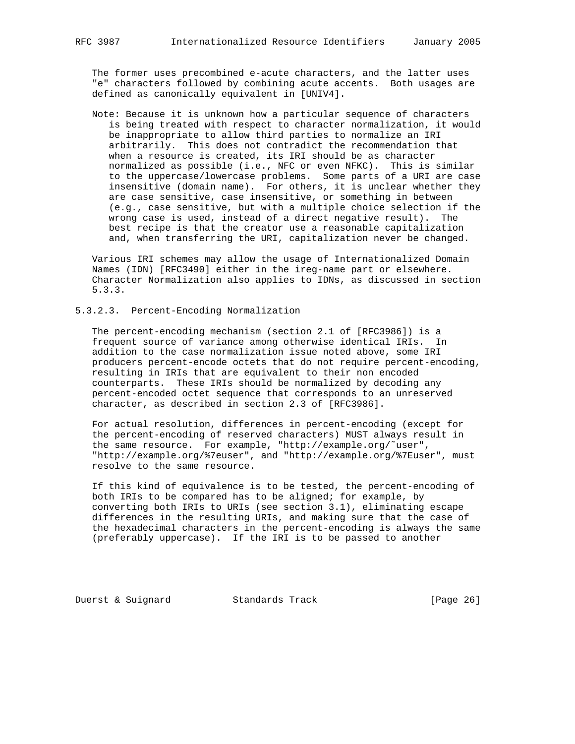The former uses precombined e-acute characters, and the latter uses "e" characters followed by combining acute accents. Both usages are defined as canonically equivalent in [UNIV4].

Note: Because it is unknown how a particular sequence of characters is being treated with respect to character normalization, it would be inappropriate to allow third parties to normalize an IRI arbitrarily. This does not contradict the recommendation that when a resource is created, its IRI should be as character normalized as possible (i.e., NFC or even NFKC). This is similar to the uppercase/lowercase problems. Some parts of a URI are case insensitive (domain name). For others, it is unclear whether they are case sensitive, case insensitive, or something in between (e.g., case sensitive, but with a multiple choice selection if the wrong case is used, instead of a direct negative result). The best recipe is that the creator use a reasonable capitalization and, when transferring the URI, capitalization never be changed.

Various IRI schemes may allow the usage of Internationalized Domain Names (IDN) [RFC3490] either in the ireg-name part or elsewhere. Character Normalization also applies to IDNs, as discussed in section 5.3.3.

#### 5.3.2.3. Percent-Encoding Normalization

The percent-encoding mechanism (section 2.1 of [RFC3986]) is a frequent source of variance among otherwise identical IRIs. In addition to the case normalization issue noted above, some IRI producers percent-encode octets that do not require percent-encoding, resulting in IRIs that are equivalent to their non encoded counterparts. These IRIs should be normalized by decoding any percent-encoded octet sequence that corresponds to an unreserved character, as described in section 2.3 of [RFC3986].

For actual resolution, differences in percent-encoding (except for the percent-encoding of reserved characters) MUST always result in the same resource. For example, "http://example.org/~user", "http://example.org/%7euser", and "http://example.org/%7Euser", must resolve to the same resource.

If this kind of equivalence is to be tested, the percent-encoding of both IRIs to be compared has to be aligned; for example, by converting both IRIs to URIs (see section 3.1), eliminating escape differences in the resulting URIs, and making sure that the case of the hexadecimal characters in the percent-encoding is always the same (preferably uppercase). If the IRI is to be passed to another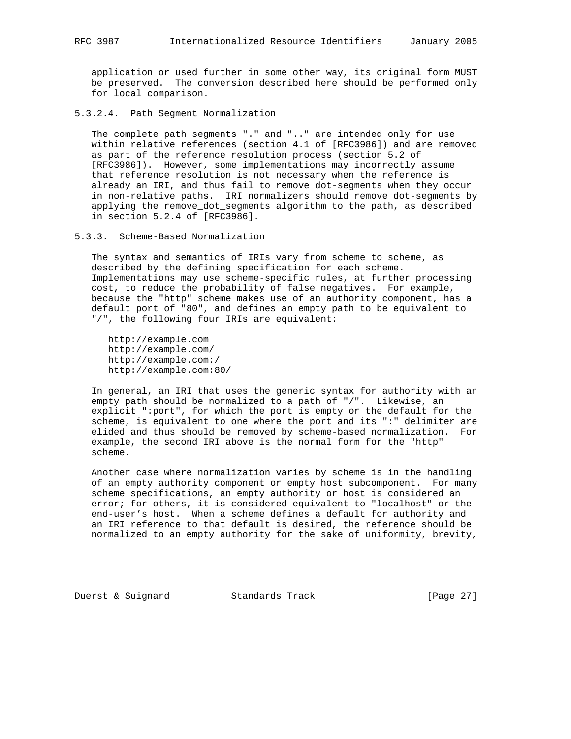application or used further in some other way, its original form MUST be preserved. The conversion described here should be performed only for local comparison.

#### 5.3.2.4. Path Segment Normalization

The complete path segments "." and ".." are intended only for use within relative references (section 4.1 of [RFC3986]) and are removed as part of the reference resolution process (section 5.2 of [RFC3986]). However, some implementations may incorrectly assume that reference resolution is not necessary when the reference is already an IRI, and thus fail to remove dot-segments when they occur in non-relative paths. IRI normalizers should remove dot-segments by applying the remove_dot_segments algorithm to the path, as described in section 5.2.4 of [RFC3986].

### 5.3.3. Scheme-Based Normalization

The syntax and semantics of IRIs vary from scheme to scheme, as described by the defining specification for each scheme. Implementations may use scheme-specific rules, at further processing cost, to reduce the probability of false negatives. For example, because the "http" scheme makes use of an authority component, has a default port of "80", and defines an empty path to be equivalent to "/", the following four IRIs are equivalent:

```
http://example.com
http://example.com/
http://example.com:/
http://example.com:80/
```

In general, an IRI that uses the generic syntax for authority with an empty path should be normalized to a path of "/". Likewise, an explicit ":port", for which the port is empty or the default for the scheme, is equivalent to one where the port and its ":" delimiter are elided and thus should be removed by scheme-based normalization. For example, the second IRI above is the normal form for the "http" scheme.

Another case where normalization varies by scheme is in the handling of an empty authority component or empty host subcomponent. For many scheme specifications, an empty authority or host is considered an error; for others, it is considered equivalent to "localhost" or the end-user's host. When a scheme defines a default for authority and an IRI reference to that default is desired, the reference should be normalized to an empty authority for the sake of uniformity, brevity,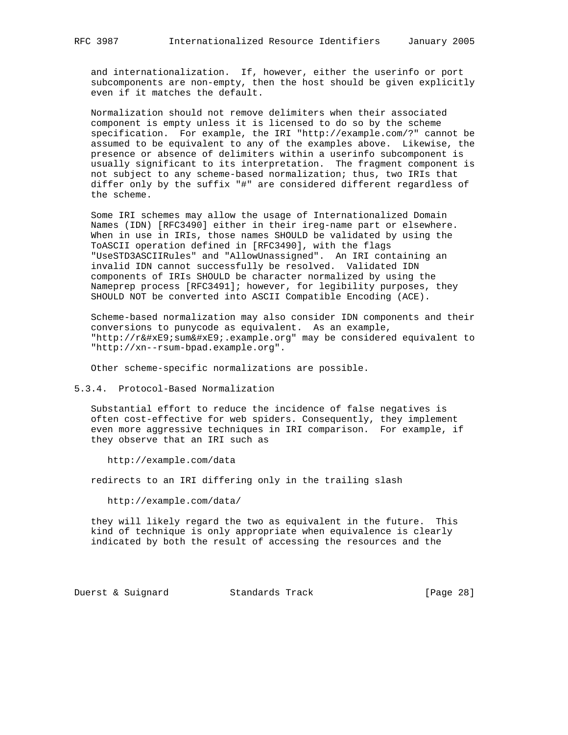and internationalization. If, however, either the userinfo or port subcomponents are non-empty, then the host should be given explicitly even if it matches the default.

Normalization should not remove delimiters when their associated component is empty unless it is licensed to do so by the scheme specification. For example, the IRI "http://example.com/?" cannot be assumed to be equivalent to any of the examples above. Likewise, the presence or absence of delimiters within a userinfo subcomponent is usually significant to its interpretation. The fragment component is not subject to any scheme-based normalization; thus, two IRIs that differ only by the suffix "#" are considered different regardless of the scheme.

Some IRI schemes may allow the usage of Internationalized Domain Names (IDN) [RFC3490] either in their ireg-name part or elsewhere. When in use in IRIs, those names SHOULD be validated by using the ToASCII operation defined in [RFC3490], with the flags "UseSTD3ASCIIRules" and "AllowUnassigned". An IRI containing an invalid IDN cannot successfully be resolved. Validated IDN components of IRIs SHOULD be character normalized by using the Nameprep process [RFC3491]; however, for legibility purposes, they SHOULD NOT be converted into ASCII Compatible Encoding (ACE).

Scheme-based normalization may also consider IDN components and their conversions to punycode as equivalent. As an example, "http://r&#xE9;sum&#xE9;.example.org" may be considered equivalent to "http://xn--rsum-bpad.example.org".

Other scheme-specific normalizations are possible.

### 5.3.4. Protocol-Based Normalization

Substantial effort to reduce the incidence of false negatives is often cost-effective for web spiders. Consequently, they implement even more aggressive techniques in IRI comparison. For example, if they observe that an IRI such as

```
http://example.com/data
```

redirects to an IRI differing only in the trailing slash

```
http://example.com/data/
```

they will likely regard the two as equivalent in the future. This kind of technique is only appropriate when equivalence is clearly indicated by both the result of accessing the resources and the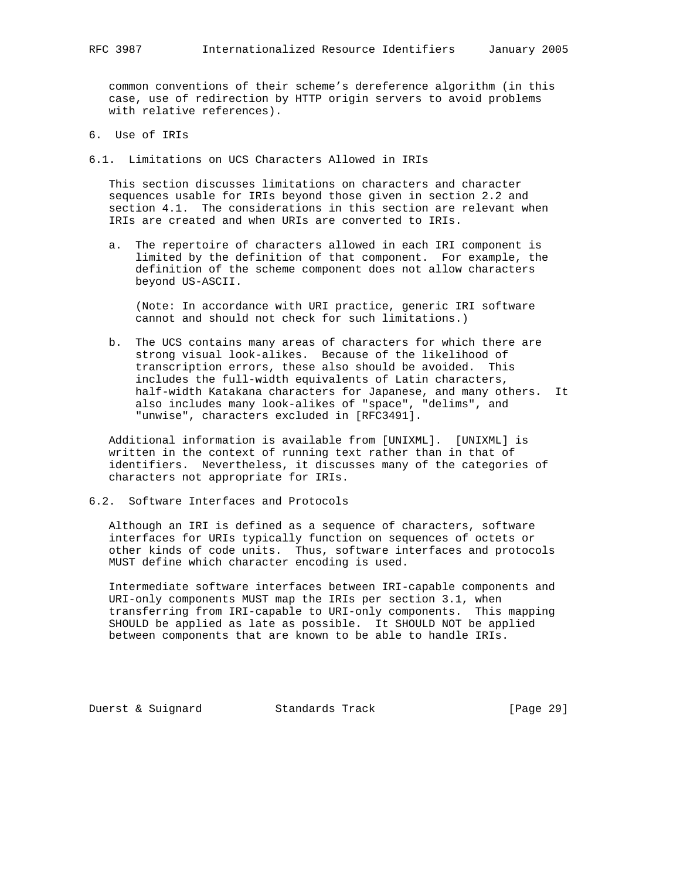common conventions of their scheme's dereference algorithm (in this case, use of redirection by HTTP origin servers to avoid problems with relative references).

## 6. Use of IRIs

### 6.1. Limitations on UCS Characters Allowed in IRIs

This section discusses limitations on characters and character sequences usable for IRIs beyond those given in section 2.2 and section 4.1. The considerations in this section are relevant when IRIs are created and when URIs are converted to IRIs.

a. The repertoire of characters allowed in each IRI component is limited by the definition of that component. For example, the definition of the scheme component does not allow characters beyond US-ASCII.

   (Note: In accordance with URI practice, generic IRI software cannot and should not check for such limitations.)

b. The UCS contains many areas of characters for which there are strong visual look-alikes. Because of the likelihood of transcription errors, these also should be avoided. This includes the full-width equivalents of Latin characters, half-width Katakana characters for Japanese, and many others. It also includes many look-alikes of "space", "delims", and "unwise", characters excluded in [RFC3491].

Additional information is available from [UNIXML]. [UNIXML] is written in the context of running text rather than in that of identifiers. Nevertheless, it discusses many of the categories of characters not appropriate for IRIs.

### 6.2. Software Interfaces and Protocols

Although an IRI is defined as a sequence of characters, software interfaces for URIs typically function on sequences of octets or other kinds of code units. Thus, software interfaces and protocols MUST define which character encoding is used.

Intermediate software interfaces between IRI-capable components and URI-only components MUST map the IRIs per section 3.1, when transferring from IRI-capable to URI-only components. This mapping SHOULD be applied as late as possible. It SHOULD NOT be applied between components that are known to be able to handle IRIs.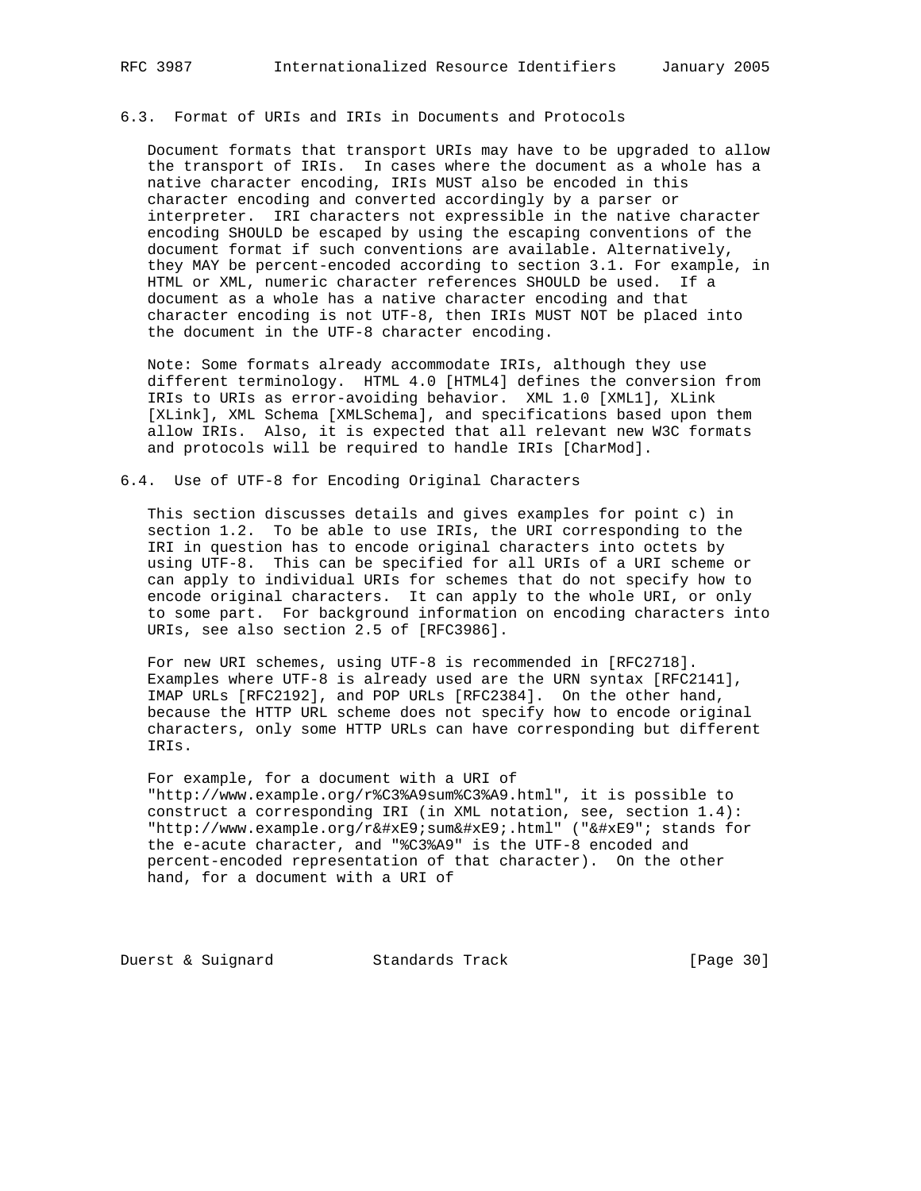## 6.3. Format of URIs and IRIs in Documents and Protocols

Document formats that transport URIs may have to be upgraded to allow the transport of IRIs. In cases where the document as a whole has a native character encoding, IRIs MUST also be encoded in this character encoding and converted accordingly by a parser or interpreter. IRI characters not expressible in the native character encoding SHOULD be escaped by using the escaping conventions of the document format if such conventions are available. Alternatively, they MAY be percent-encoded according to section 3.1. For example, in HTML or XML, numeric character references SHOULD be used. If a document as a whole has a native character encoding and that character encoding is not UTF-8, then IRIs MUST NOT be placed into the document in the UTF-8 character encoding.

Note: Some formats already accommodate IRIs, although they use different terminology. HTML 4.0 [HTML4] defines the conversion from IRIs to URIs as error-avoiding behavior. XML 1.0 [XML1], XLink [XLink], XML Schema [XMLSchema], and specifications based upon them allow IRIs. Also, it is expected that all relevant new W3C formats and protocols will be required to handle IRIs [CharMod].

## 6.4. Use of UTF-8 for Encoding Original Characters

This section discusses details and gives examples for point c) in section 1.2. To be able to use IRIs, the URI corresponding to the IRI in question has to encode original characters into octets by using UTF-8. This can be specified for all URIs of a URI scheme or can apply to individual URIs for schemes that do not specify how to encode original characters. It can apply to the whole URI, or only to some part. For background information on encoding characters into URIs, see also section 2.5 of [RFC3986].

For new URI schemes, using UTF-8 is recommended in [RFC2718]. Examples where UTF-8 is already used are the URN syntax [RFC2141], IMAP URLs [RFC2192], and POP URLs [RFC2384]. On the other hand, because the HTTP URL scheme does not specify how to encode original characters, only some HTTP URLs can have corresponding but different IRIs.

For example, for a document with a URI of "http://www.example.org/r%C3%A9sum%C3%A9.html", it is possible to construct a corresponding IRI (in XML notation, see, section 1.4): "http://www.example.org/r&#xE9;sum&#xE9;.html" ("&#xE9"; stands for the e-acute character, and "%C3%A9" is the UTF-8 encoded and percent-encoded representation of that character). On the other hand, for a document with a URI of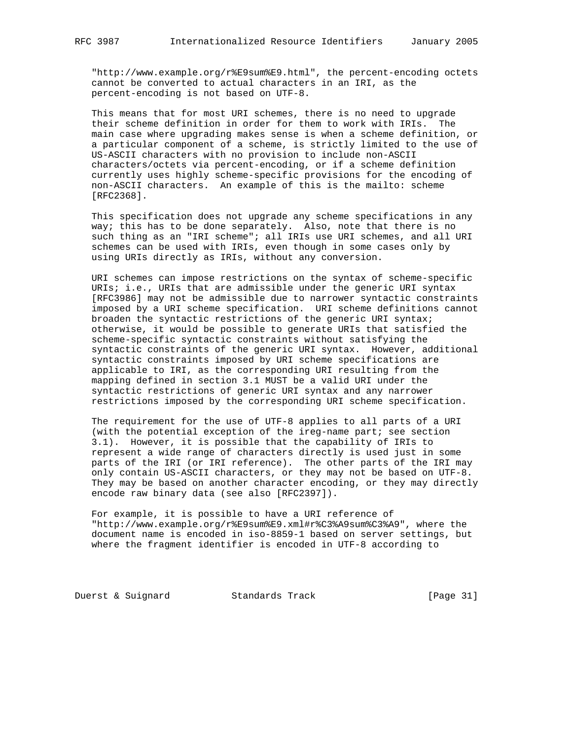"http://www.example.org/r%E9sum%E9.html", the percent-encoding octets cannot be converted to actual characters in an IRI, as the percent-encoding is not based on UTF-8.

This means that for most URI schemes, there is no need to upgrade their scheme definition in order for them to work with IRIs. The main case where upgrading makes sense is when a scheme definition, or a particular component of a scheme, is strictly limited to the use of US-ASCII characters with no provision to include non-ASCII characters/octets via percent-encoding, or if a scheme definition currently uses highly scheme-specific provisions for the encoding of non-ASCII characters. An example of this is the mailto: scheme [RFC2368].

This specification does not upgrade any scheme specifications in any way; this has to be done separately. Also, note that there is no such thing as an "IRI scheme"; all IRIs use URI schemes, and all URI schemes can be used with IRIs, even though in some cases only by using URIs directly as IRIs, without any conversion.

URI schemes can impose restrictions on the syntax of scheme-specific URIs; i.e., URIs that are admissible under the generic URI syntax [RFC3986] may not be admissible due to narrower syntactic constraints imposed by a URI scheme specification. URI scheme definitions cannot broaden the syntactic restrictions of the generic URI syntax; otherwise, it would be possible to generate URIs that satisfied the scheme-specific syntactic constraints without satisfying the syntactic constraints of the generic URI syntax. However, additional syntactic constraints imposed by URI scheme specifications are applicable to IRI, as the corresponding URI resulting from the mapping defined in section 3.1 MUST be a valid URI under the syntactic restrictions of generic URI syntax and any narrower restrictions imposed by the corresponding URI scheme specification.

The requirement for the use of UTF-8 applies to all parts of a URI (with the potential exception of the ireg-name part; see section 3.1). However, it is possible that the capability of IRIs to represent a wide range of characters directly is used just in some parts of the IRI (or IRI reference). The other parts of the IRI may only contain US-ASCII characters, or they may not be based on UTF-8. They may be based on another character encoding, or they may directly encode raw binary data (see also [RFC2397]).

For example, it is possible to have a URI reference of "http://www.example.org/r%E9sum%E9.xml#r%C3%A9sum%C3%A9", where the document name is encoded in iso-8859-1 based on server settings, but where the fragment identifier is encoded in UTF-8 according to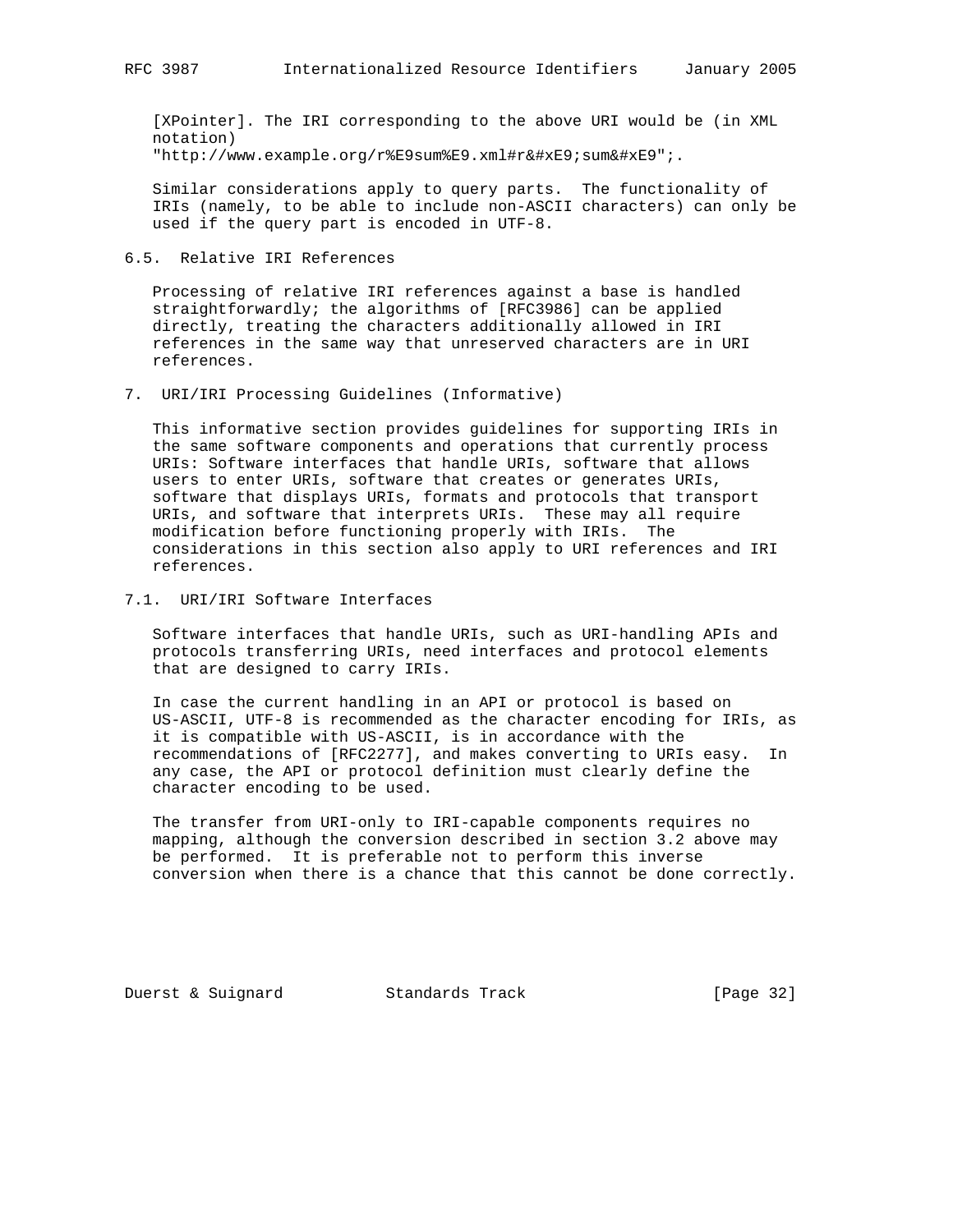[XPointer]. The IRI corresponding to the above URI would be (in XML notation) "http://www.example.org/r%E9sum%E9.xml#r&#xE9;sum&#xE9";.

Similar considerations apply to query parts. The functionality of IRIs (namely, to be able to include non-ASCII characters) can only be used if the query part is encoded in UTF-8.

### 6.5. Relative IRI References

Processing of relative IRI references against a base is handled straightforwardly; the algorithms of [RFC3986] can be applied directly, treating the characters additionally allowed in IRI references in the same way that unreserved characters are in URI references.

## 7. URI/IRI Processing Guidelines (Informative)

This informative section provides guidelines for supporting IRIs in the same software components and operations that currently process URIs: Software interfaces that handle URIs, software that allows users to enter URIs, software that creates or generates URIs, software that displays URIs, formats and protocols that transport URIs, and software that interprets URIs. These may all require modification before functioning properly with IRIs. The considerations in this section also apply to URI references and IRI references.

### 7.1. URI/IRI Software Interfaces

Software interfaces that handle URIs, such as URI-handling APIs and protocols transferring URIs, need interfaces and protocol elements that are designed to carry IRIs.

In case the current handling in an API or protocol is based on US-ASCII, UTF-8 is recommended as the character encoding for IRIs, as it is compatible with US-ASCII, is in accordance with the recommendations of [RFC2277], and makes converting to URIs easy. In any case, the API or protocol definition must clearly define the character encoding to be used.

The transfer from URI-only to IRI-capable components requires no mapping, although the conversion described in section 3.2 above may be performed. It is preferable not to perform this inverse conversion when there is a chance that this cannot be done correctly.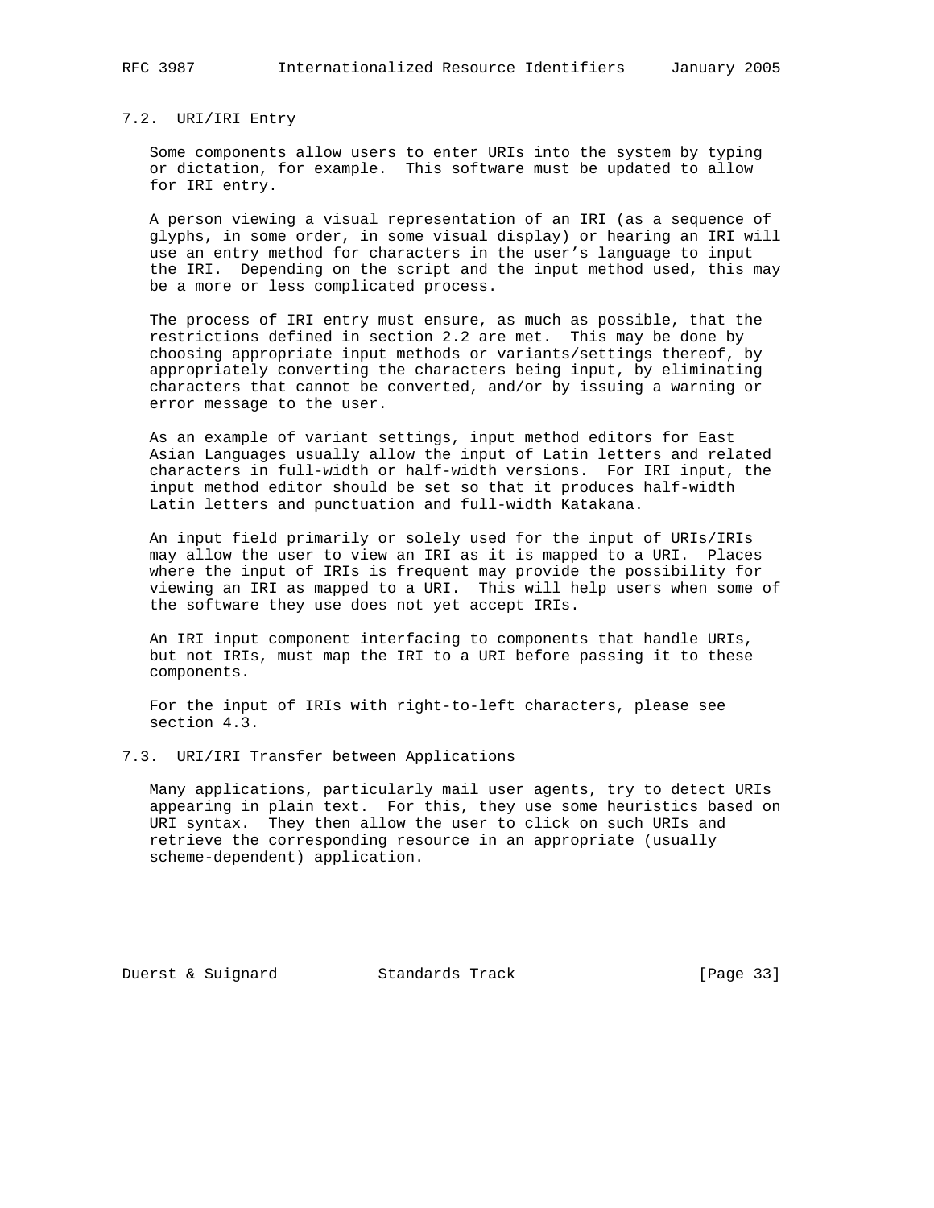### 7.2. URI/IRI Entry

Some components allow users to enter URIs into the system by typing or dictation, for example. This software must be updated to allow for IRI entry.

A person viewing a visual representation of an IRI (as a sequence of glyphs, in some order, in some visual display) or hearing an IRI will use an entry method for characters in the user's language to input the IRI. Depending on the script and the input method used, this may be a more or less complicated process.

The process of IRI entry must ensure, as much as possible, that the restrictions defined in section 2.2 are met. This may be done by choosing appropriate input methods or variants/settings thereof, by appropriately converting the characters being input, by eliminating characters that cannot be converted, and/or by issuing a warning or error message to the user.

As an example of variant settings, input method editors for East Asian Languages usually allow the input of Latin letters and related characters in full-width or half-width versions. For IRI input, the input method editor should be set so that it produces half-width Latin letters and punctuation and full-width Katakana.

An input field primarily or solely used for the input of URIs/IRIs may allow the user to view an IRI as it is mapped to a URI. Places where the input of IRIs is frequent may provide the possibility for viewing an IRI as mapped to a URI. This will help users when some of the software they use does not yet accept IRIs.

An IRI input component interfacing to components that handle URIs, but not IRIs, must map the IRI to a URI before passing it to these components.

For the input of IRIs with right-to-left characters, please see section 4.3.

### 7.3. URI/IRI Transfer between Applications

Many applications, particularly mail user agents, try to detect URIs appearing in plain text. For this, they use some heuristics based on URI syntax. They then allow the user to click on such URIs and retrieve the corresponding resource in an appropriate (usually scheme-dependent) application.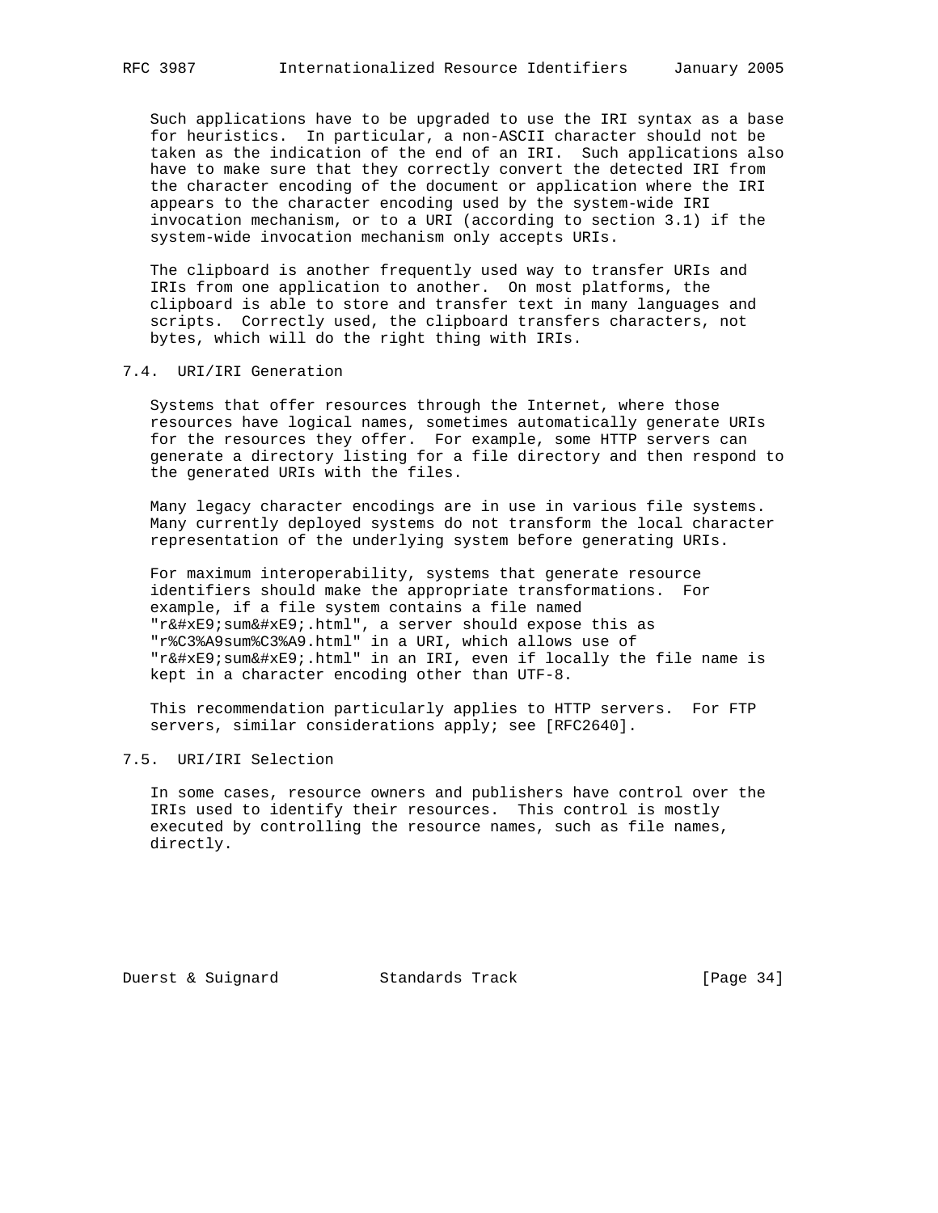Such applications have to be upgraded to use the IRI syntax as a base for heuristics. In particular, a non-ASCII character should not be taken as the indication of the end of an IRI. Such applications also have to make sure that they correctly convert the detected IRI from the character encoding of the document or application where the IRI appears to the character encoding used by the system-wide IRI invocation mechanism, or to a URI (according to section 3.1) if the system-wide invocation mechanism only accepts URIs.

The clipboard is another frequently used way to transfer URIs and IRIs from one application to another. On most platforms, the clipboard is able to store and transfer text in many languages and scripts. Correctly used, the clipboard transfers characters, not bytes, which will do the right thing with IRIs.

## 7.4. URI/IRI Generation

Systems that offer resources through the Internet, where those resources have logical names, sometimes automatically generate URIs for the resources they offer. For example, some HTTP servers can generate a directory listing for a file directory and then respond to the generated URIs with the files.

Many legacy character encodings are in use in various file systems. Many currently deployed systems do not transform the local character representation of the underlying system before generating URIs.

For maximum interoperability, systems that generate resource identifiers should make the appropriate transformations. For example, if a file system contains a file named "r&#xE9;sum&#xE9;.html", a server should expose this as "r%C3%A9sum%C3%A9.html" in a URI, which allows use of "r&#xE9;sum&#xE9;.html" in an IRI, even if locally the file name is kept in a character encoding other than UTF-8.

This recommendation particularly applies to HTTP servers. For FTP servers, similar considerations apply; see [RFC2640].

## 7.5. URI/IRI Selection

In some cases, resource owners and publishers have control over the IRIs used to identify their resources. This control is mostly executed by controlling the resource names, such as file names, directly.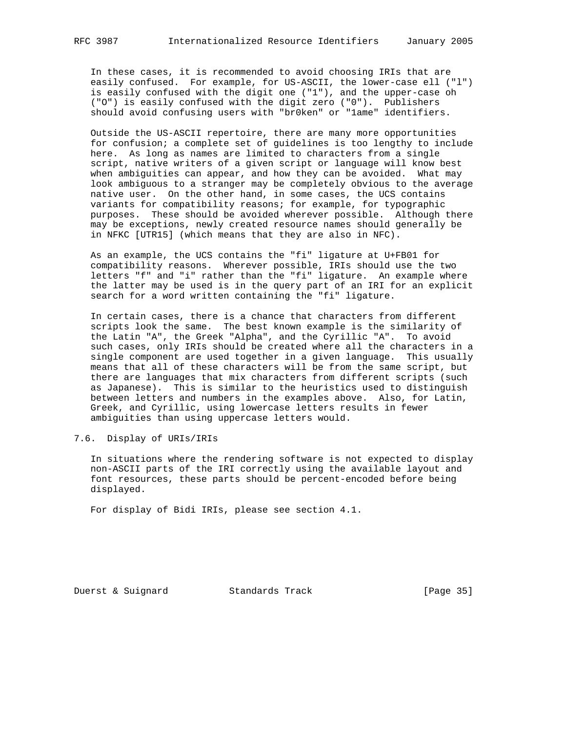In these cases, it is recommended to avoid choosing IRIs that are easily confused. For example, for US-ASCII, the lower-case ell ("l") is easily confused with the digit one ("1"), and the upper-case oh ("O") is easily confused with the digit zero ("0"). Publishers should avoid confusing users with "br0ken" or "1ame" identifiers.

Outside the US-ASCII repertoire, there are many more opportunities for confusion; a complete set of guidelines is too lengthy to include here. As long as names are limited to characters from a single script, native writers of a given script or language will know best when ambiguities can appear, and how they can be avoided. What may look ambiguous to a stranger may be completely obvious to the average native user. On the other hand, in some cases, the UCS contains variants for compatibility reasons; for example, for typographic purposes. These should be avoided wherever possible. Although there may be exceptions, newly created resource names should generally be in NFKC [UTR15] (which means that they are also in NFC).

As an example, the UCS contains the "fi" ligature at U+FB01 for compatibility reasons. Wherever possible, IRIs should use the two letters "f" and "i" rather than the "fi" ligature. An example where the latter may be used is in the query part of an IRI for an explicit search for a word written containing the "fi" ligature.

In certain cases, there is a chance that characters from different scripts look the same. The best known example is the similarity of the Latin "A", the Greek "Alpha", and the Cyrillic "A". To avoid such cases, only IRIs should be created where all the characters in a single component are used together in a given language. This usually means that all of these characters will be from the same script, but there are languages that mix characters from different scripts (such as Japanese). This is similar to the heuristics used to distinguish between letters and numbers in the examples above. Also, for Latin, Greek, and Cyrillic, using lowercase letters results in fewer ambiguities than using uppercase letters would.

## 7.6. Display of URIs/IRIs

In situations where the rendering software is not expected to display non-ASCII parts of the IRI correctly using the available layout and font resources, these parts should be percent-encoded before being displayed.

For display of Bidi IRIs, please see section 4.1.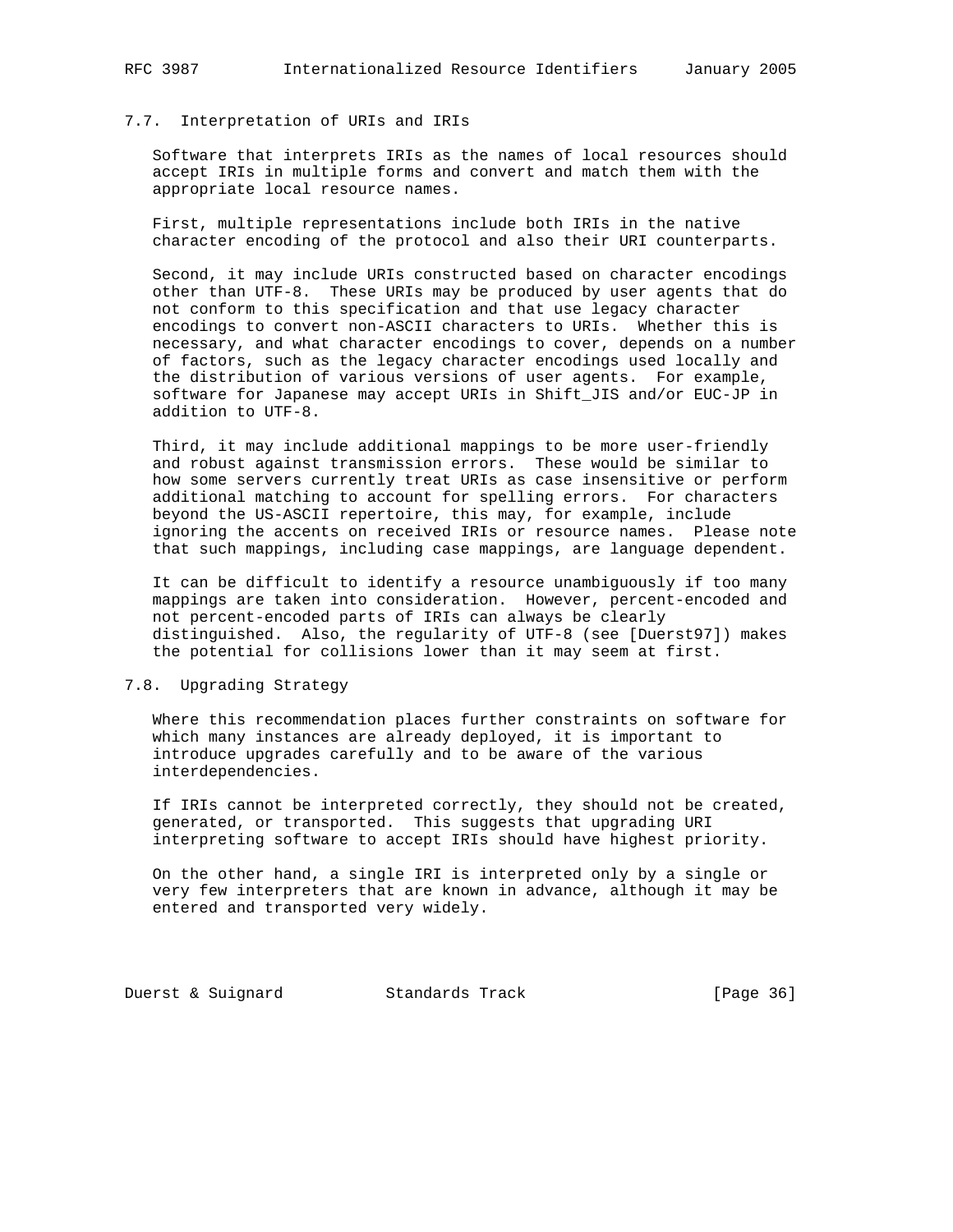### 7.7. Interpretation of URIs and IRIs

Software that interprets IRIs as the names of local resources should accept IRIs in multiple forms and convert and match them with the appropriate local resource names.

First, multiple representations include both IRIs in the native character encoding of the protocol and also their URI counterparts.

Second, it may include URIs constructed based on character encodings other than UTF-8. These URIs may be produced by user agents that do not conform to this specification and that use legacy character encodings to convert non-ASCII characters to URIs. Whether this is necessary, and what character encodings to cover, depends on a number of factors, such as the legacy character encodings used locally and the distribution of various versions of user agents. For example, software for Japanese may accept URIs in Shift_JIS and/or EUC-JP in addition to UTF-8.

Third, it may include additional mappings to be more user-friendly and robust against transmission errors. These would be similar to how some servers currently treat URIs as case insensitive or perform additional matching to account for spelling errors. For characters beyond the US-ASCII repertoire, this may, for example, include ignoring the accents on received IRIs or resource names. Please note that such mappings, including case mappings, are language dependent.

It can be difficult to identify a resource unambiguously if too many mappings are taken into consideration. However, percent-encoded and not percent-encoded parts of IRIs can always be clearly distinguished. Also, the regularity of UTF-8 (see [Duerst97]) makes the potential for collisions lower than it may seem at first.

### 7.8. Upgrading Strategy

Where this recommendation places further constraints on software for which many instances are already deployed, it is important to introduce upgrades carefully and to be aware of the various interdependencies.

If IRIs cannot be interpreted correctly, they should not be created, generated, or transported. This suggests that upgrading URI interpreting software to accept IRIs should have highest priority.

On the other hand, a single IRI is interpreted only by a single or very few interpreters that are known in advance, although it may be entered and transported very widely.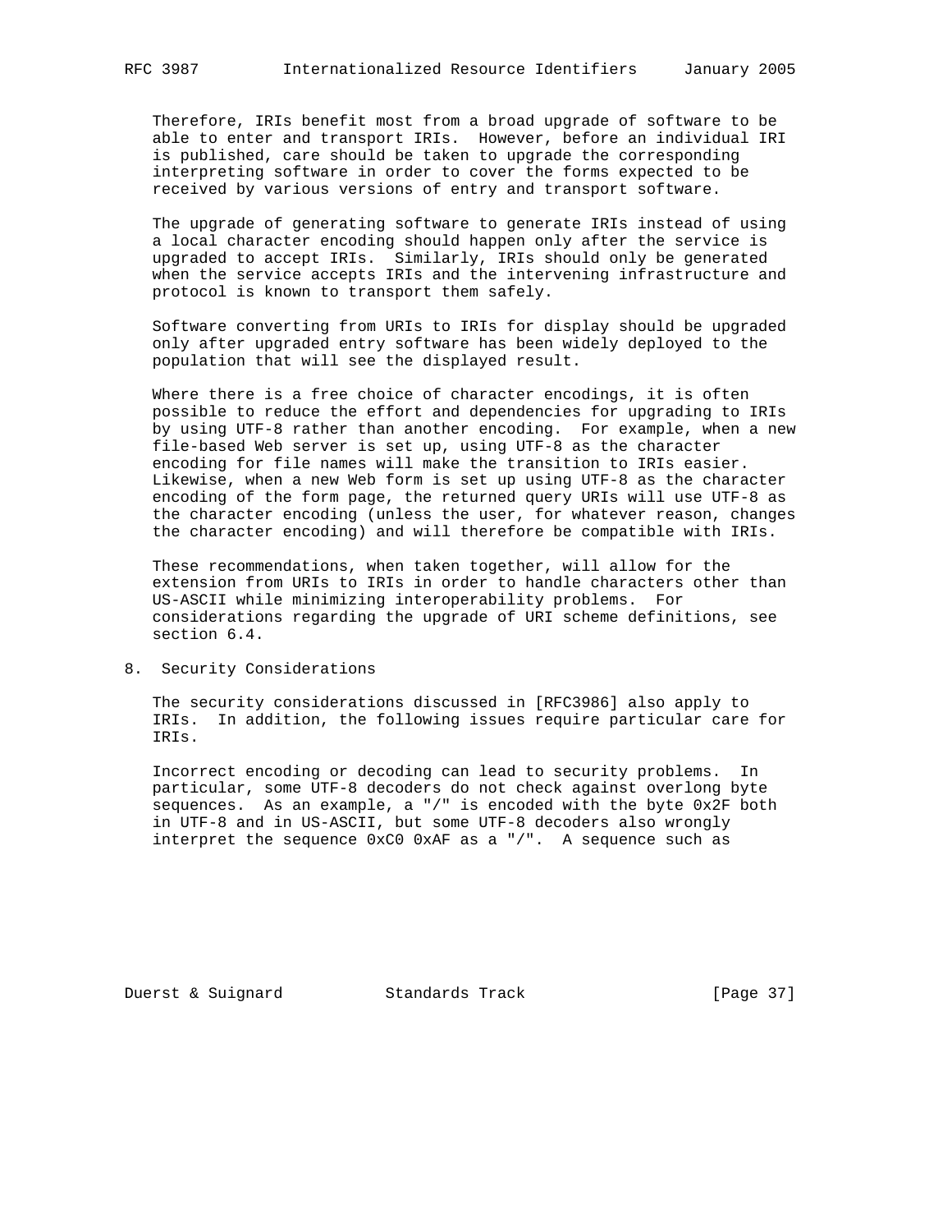Therefore, IRIs benefit most from a broad upgrade of software to be able to enter and transport IRIs. However, before an individual IRI is published, care should be taken to upgrade the corresponding interpreting software in order to cover the forms expected to be received by various versions of entry and transport software.

The upgrade of generating software to generate IRIs instead of using a local character encoding should happen only after the service is upgraded to accept IRIs. Similarly, IRIs should only be generated when the service accepts IRIs and the intervening infrastructure and protocol is known to transport them safely.

Software converting from URIs to IRIs for display should be upgraded only after upgraded entry software has been widely deployed to the population that will see the displayed result.

Where there is a free choice of character encodings, it is often possible to reduce the effort and dependencies for upgrading to IRIs by using UTF-8 rather than another encoding. For example, when a new file-based Web server is set up, using UTF-8 as the character encoding for file names will make the transition to IRIs easier. Likewise, when a new Web form is set up using UTF-8 as the character encoding of the form page, the returned query URIs will use UTF-8 as the character encoding (unless the user, for whatever reason, changes the character encoding) and will therefore be compatible with IRIs.

These recommendations, when taken together, will allow for the extension from URIs to IRIs in order to handle characters other than US-ASCII while minimizing interoperability problems. For considerations regarding the upgrade of URI scheme definitions, see section 6.4.

## 8. Security Considerations

The security considerations discussed in [RFC3986] also apply to IRIs. In addition, the following issues require particular care for IRIs.

Incorrect encoding or decoding can lead to security problems. In particular, some UTF-8 decoders do not check against overlong byte sequences. As an example, a "/" is encoded with the byte 0x2F both in UTF-8 and in US-ASCII, but some UTF-8 decoders also wrongly interpret the sequence 0xC0 0xAF as a "/". A sequence such as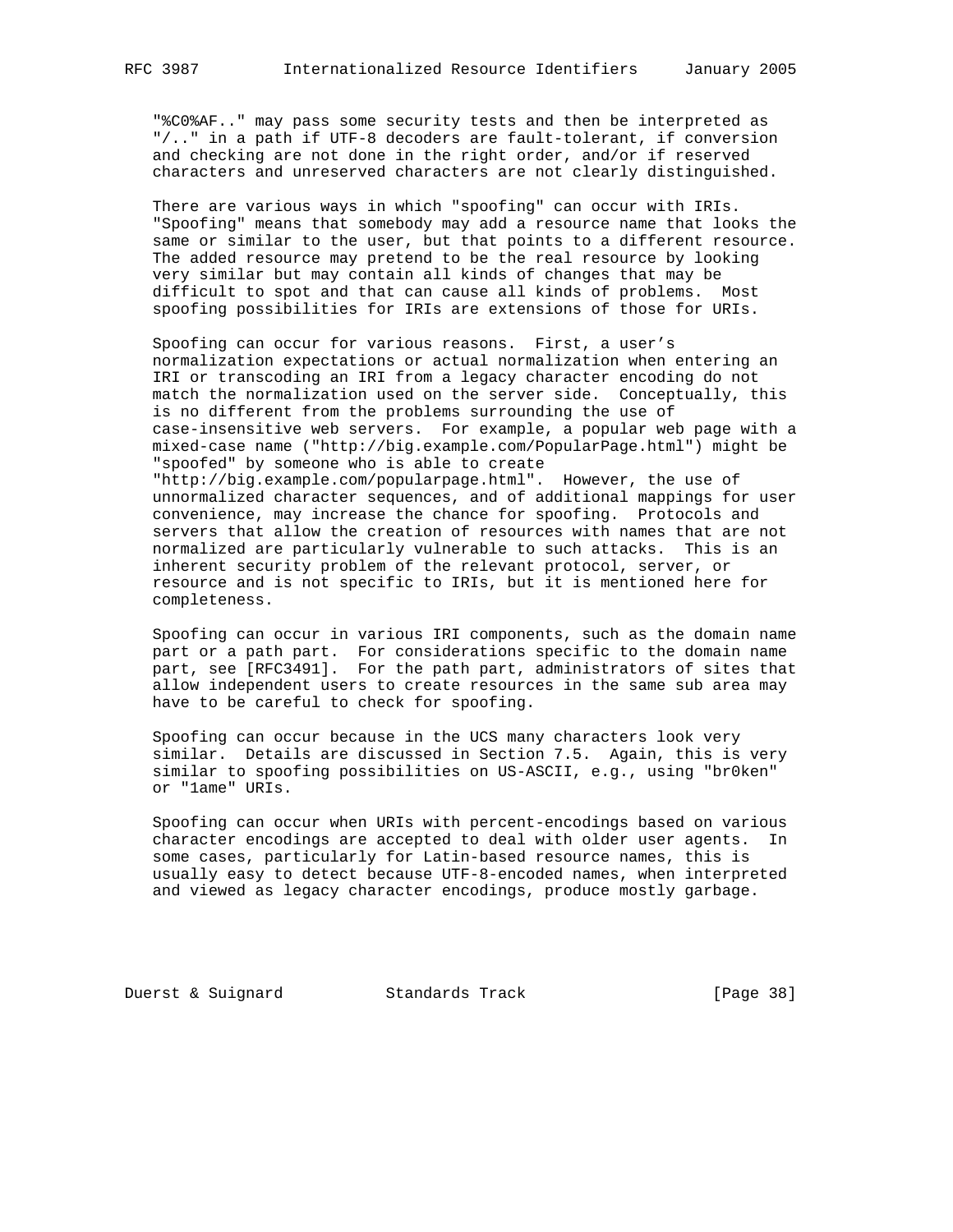"%C0%AF.." may pass some security tests and then be interpreted as "/.." in a path if UTF-8 decoders are fault-tolerant, if conversion and checking are not done in the right order, and/or if reserved characters and unreserved characters are not clearly distinguished.

There are various ways in which "spoofing" can occur with IRIs. "Spoofing" means that somebody may add a resource name that looks the same or similar to the user, but that points to a different resource. The added resource may pretend to be the real resource by looking very similar but may contain all kinds of changes that may be difficult to spot and that can cause all kinds of problems. Most spoofing possibilities for IRIs are extensions of those for URIs.

Spoofing can occur for various reasons. First, a user's normalization expectations or actual normalization when entering an IRI or transcoding an IRI from a legacy character encoding do not match the normalization used on the server side. Conceptually, this is no different from the problems surrounding the use of case-insensitive web servers. For example, a popular web page with a mixed-case name ("http://big.example.com/PopularPage.html") might be "spoofed" by someone who is able to create "http://big.example.com/popularpage.html". However, the use of unnormalized character sequences, and of additional mappings for user convenience, may increase the chance for spoofing. Protocols and servers that allow the creation of resources with names that are not normalized are particularly vulnerable to such attacks. This is an inherent security problem of the relevant protocol, server, or resource and is not specific to IRIs, but it is mentioned here for completeness.

Spoofing can occur in various IRI components, such as the domain name part or a path part. For considerations specific to the domain name part, see [RFC3491]. For the path part, administrators of sites that allow independent users to create resources in the same sub area may have to be careful to check for spoofing.

Spoofing can occur because in the UCS many characters look very similar. Details are discussed in Section 7.5. Again, this is very similar to spoofing possibilities on US-ASCII, e.g., using "br0ken" or "1ame" URIs.

Spoofing can occur when URIs with percent-encodings based on various character encodings are accepted to deal with older user agents. In some cases, particularly for Latin-based resource names, this is usually easy to detect because UTF-8-encoded names, when interpreted and viewed as legacy character encodings, produce mostly garbage.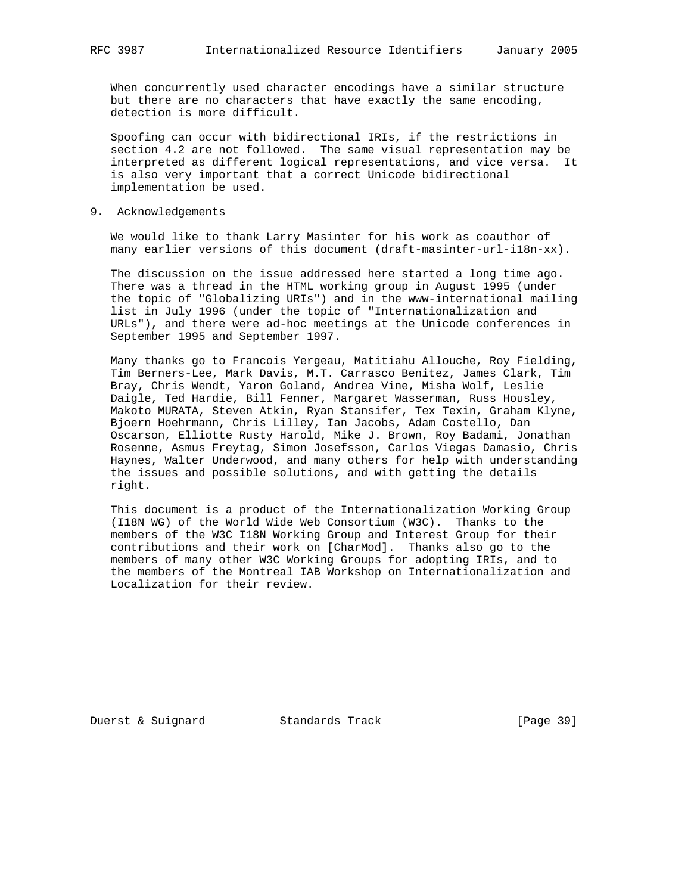When concurrently used character encodings have a similar structure but there are no characters that have exactly the same encoding, detection is more difficult.

Spoofing can occur with bidirectional IRIs, if the restrictions in section 4.2 are not followed. The same visual representation may be interpreted as different logical representations, and vice versa. It is also very important that a correct Unicode bidirectional implementation be used.

## 9. Acknowledgements

We would like to thank Larry Masinter for his work as coauthor of many earlier versions of this document (draft-masinter-url-i18n-xx).

The discussion on the issue addressed here started a long time ago. There was a thread in the HTML working group in August 1995 (under the topic of "Globalizing URIs") and in the www-international mailing list in July 1996 (under the topic of "Internationalization and URLs"), and there were ad-hoc meetings at the Unicode conferences in September 1995 and September 1997.

Many thanks go to Francois Yergeau, Matitiahu Allouche, Roy Fielding, Tim Berners-Lee, Mark Davis, M.T. Carrasco Benitez, James Clark, Tim Bray, Chris Wendt, Yaron Goland, Andrea Vine, Misha Wolf, Leslie Daigle, Ted Hardie, Bill Fenner, Margaret Wasserman, Russ Housley, Makoto MURATA, Steven Atkin, Ryan Stansifer, Tex Texin, Graham Klyne, Bjoern Hoehrmann, Chris Lilley, Ian Jacobs, Adam Costello, Dan Oscarson, Elliotte Rusty Harold, Mike J. Brown, Roy Badami, Jonathan Rosenne, Asmus Freytag, Simon Josefsson, Carlos Viegas Damasio, Chris Haynes, Walter Underwood, and many others for help with understanding the issues and possible solutions, and with getting the details right.

This document is a product of the Internationalization Working Group (I18N WG) of the World Wide Web Consortium (W3C). Thanks to the members of the W3C I18N Working Group and Interest Group for their contributions and their work on [CharMod]. Thanks also go to the members of many other W3C Working Groups for adopting IRIs, and to the members of the Montreal IAB Workshop on Internationalization and Localization for their review.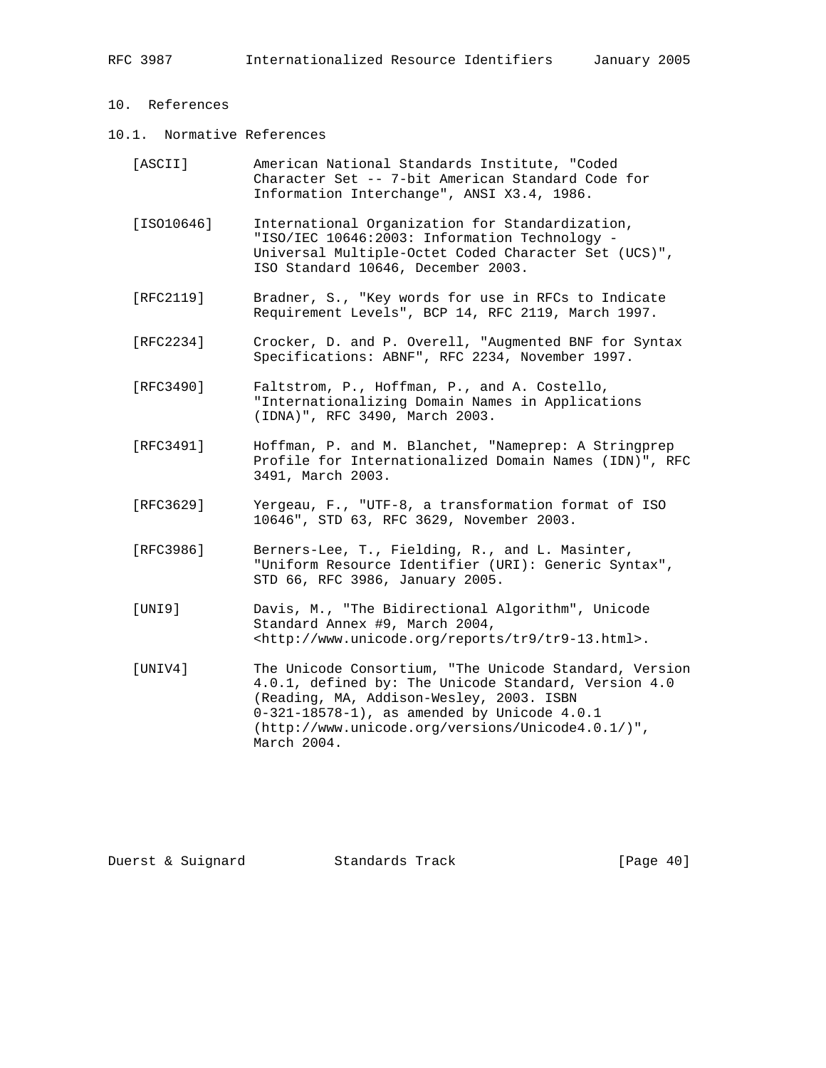## 10. References

### 10.1. Normative References

[ASCII] American National Standards Institute, "Coded Character Set -- 7-bit American Standard Code for Information Interchange", ANSI X3.4, 1986.

[ISO10646] International Organization for Standardization, "ISO/IEC 10646:2003: Information Technology - Universal Multiple-Octet Coded Character Set (UCS)", ISO Standard 10646, December 2003.

[RFC2119] Bradner, S., "Key words for use in RFCs to Indicate Requirement Levels", BCP 14, RFC 2119, March 1997.

[RFC2234] Crocker, D. and P. Overell, "Augmented BNF for Syntax Specifications: ABNF", RFC 2234, November 1997.

[RFC3490] Faltstrom, P., Hoffman, P., and A. Costello, "Internationalizing Domain Names in Applications (IDNA)", RFC 3490, March 2003.

[RFC3491] Hoffman, P. and M. Blanchet, "Nameprep: A Stringprep Profile for Internationalized Domain Names (IDN)", RFC 3491, March 2003.

[RFC3629] Yergeau, F., "UTF-8, a transformation format of ISO 10646", STD 63, RFC 3629, November 2003.

[RFC3986] Berners-Lee, T., Fielding, R., and L. Masinter, "Uniform Resource Identifier (URI): Generic Syntax", STD 66, RFC 3986, January 2005.

[UNI9] Davis, M., "The Bidirectional Algorithm", Unicode Standard Annex #9, March 2004, <http://www.unicode.org/reports/tr9/tr9-13.html>.

[UNIV4] The Unicode Consortium, "The Unicode Standard, Version 4.0.1, defined by: The Unicode Standard, Version 4.0 (Reading, MA, Addison-Wesley, 2003. ISBN 0-321-18578-1), as amended by Unicode 4.0.1 (http://www.unicode.org/versions/Unicode4.0.1/)", March 2004.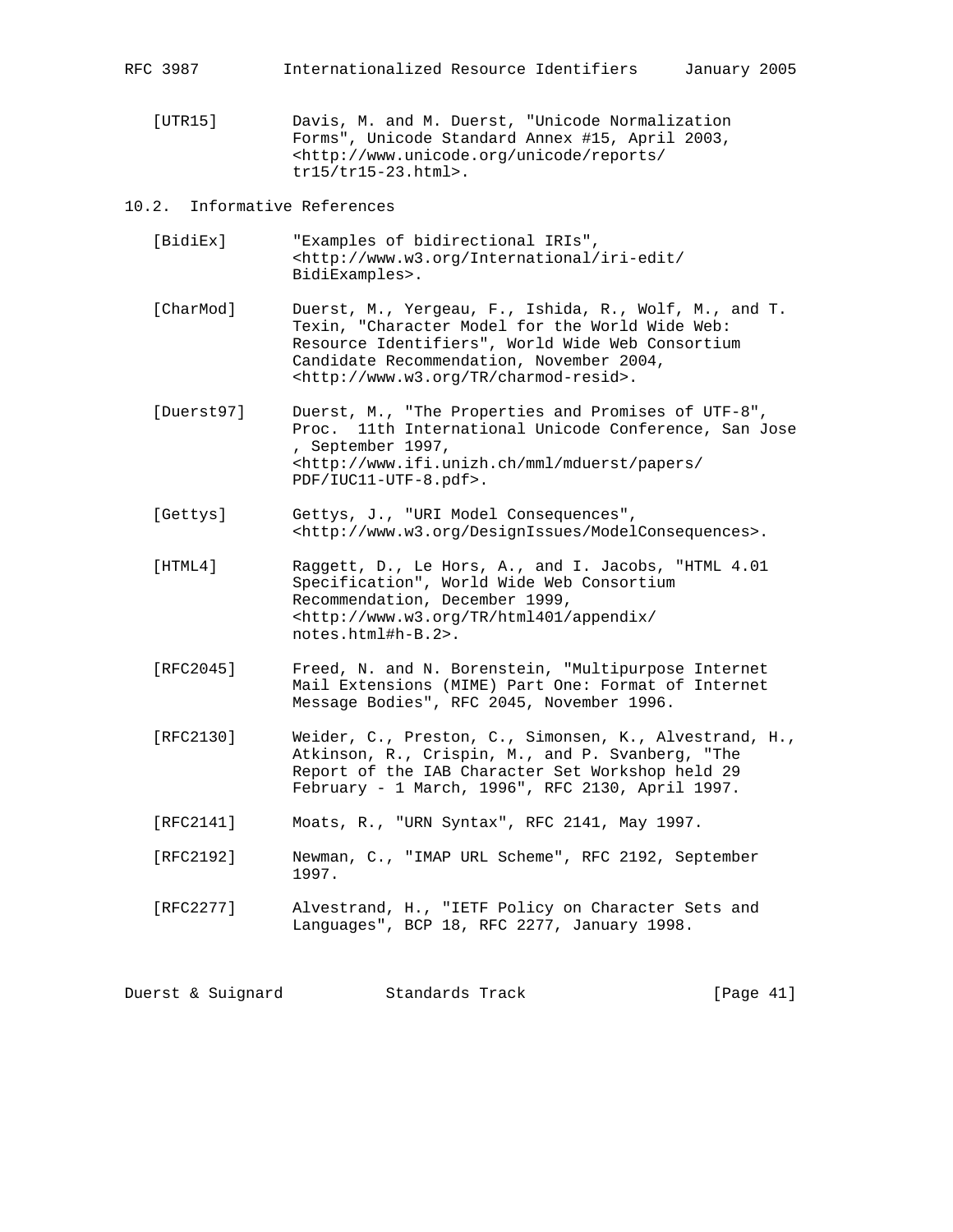[UTR15] Davis, M. and M. Duerst, "Unicode Normalization Forms", Unicode Standard Annex #15, April 2003, <http://www.unicode.org/unicode/reports/tr15/tr15-23.html>.

## 10.2. Informative References

[BidiEx] "Examples of bidirectional IRIs", <http://www.w3.org/International/iri-edit/BidiExamples>.

[CharMod] Duerst, M., Yergeau, F., Ishida, R., Wolf, M., and T. Texin, "Character Model for the World Wide Web: Resource Identifiers", World Wide Web Consortium Candidate Recommendation, November 2004, <http://www.w3.org/TR/charmod-resid>.

[Duerst97] Duerst, M., "The Properties and Promises of UTF-8", Proc. 11th International Unicode Conference, San Jose , September 1997, <http://www.ifi.unizh.ch/mml/mduerst/papers/PDF/IUC11-UTF-8.pdf>.

[Gettys] Gettys, J., "URI Model Consequences", <http://www.w3.org/DesignIssues/ModelConsequences>.

[HTML4] Raggett, D., Le Hors, A., and I. Jacobs, "HTML 4.01 Specification", World Wide Web Consortium Recommendation, December 1999, <http://www.w3.org/TR/html401/appendix/notes.html#h-B.2>.

[RFC2045] Freed, N. and N. Borenstein, "Multipurpose Internet Mail Extensions (MIME) Part One: Format of Internet Message Bodies", RFC 2045, November 1996.

[RFC2130] Weider, C., Preston, C., Simonsen, K., Alvestrand, H., Atkinson, R., Crispin, M., and P. Svanberg, "The Report of the IAB Character Set Workshop held 29 February - 1 March, 1996", RFC 2130, April 1997.

[RFC2141] Moats, R., "URN Syntax", RFC 2141, May 1997.

[RFC2192] Newman, C., "IMAP URL Scheme", RFC 2192, September 1997.

[RFC2277] Alvestrand, H., "IETF Policy on Character Sets and Languages", BCP 18, RFC 2277, January 1998.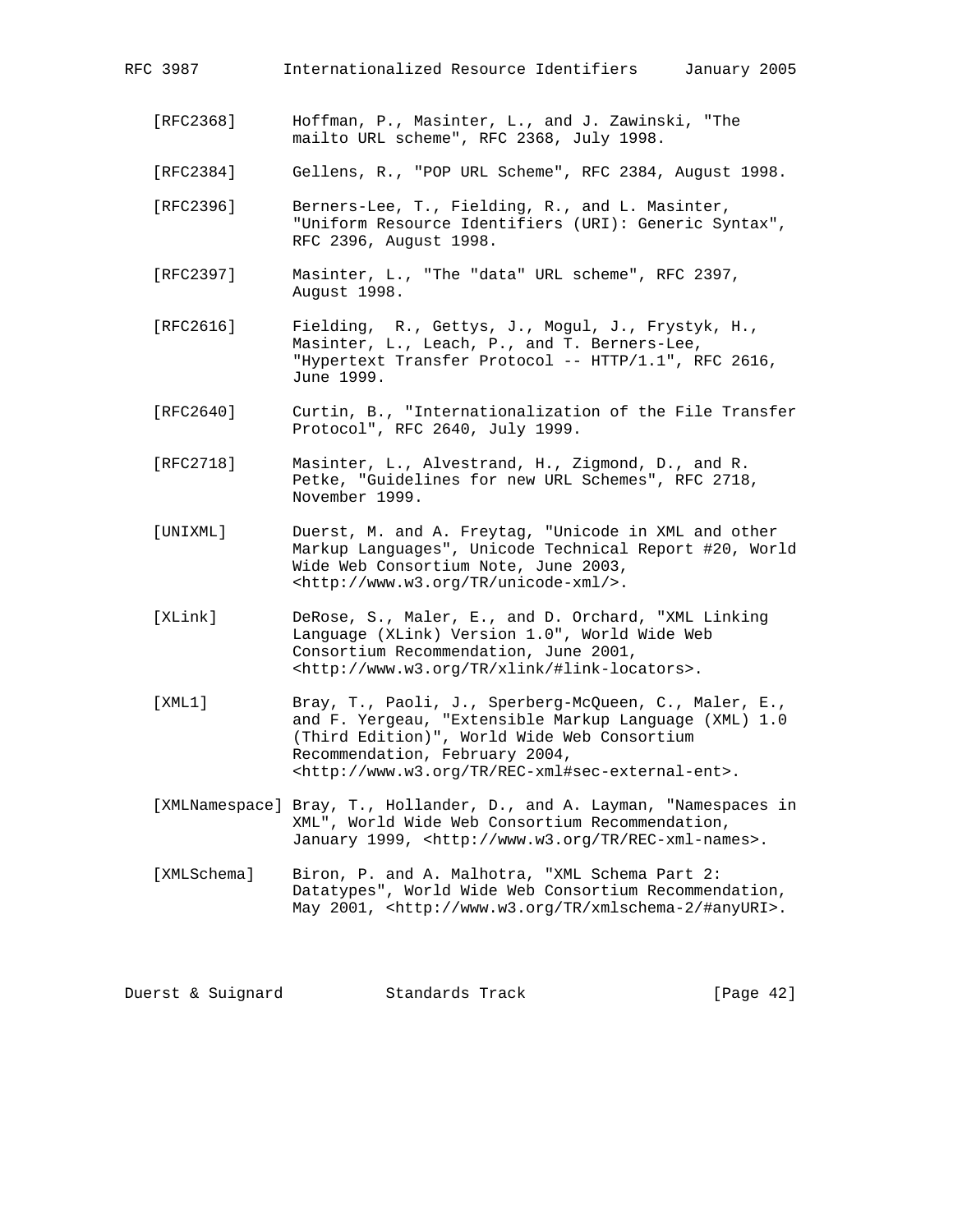[RFC2368] Hoffman, P., Masinter, L., and J. Zawinski, "The mailto URL scheme", RFC 2368, July 1998.

[RFC2384] Gellens, R., "POP URL Scheme", RFC 2384, August 1998.

[RFC2396] Berners-Lee, T., Fielding, R., and L. Masinter, "Uniform Resource Identifiers (URI): Generic Syntax", RFC 2396, August 1998.

[RFC2397] Masinter, L., "The "data" URL scheme", RFC 2397, August 1998.

[RFC2616] Fielding, R., Gettys, J., Mogul, J., Frystyk, H., Masinter, L., Leach, P., and T. Berners-Lee, "Hypertext Transfer Protocol -- HTTP/1.1", RFC 2616, June 1999.

[RFC2640] Curtin, B., "Internationalization of the File Transfer Protocol", RFC 2640, July 1999.

[RFC2718] Masinter, L., Alvestrand, H., Zigmond, D., and R. Petke, "Guidelines for new URL Schemes", RFC 2718, November 1999.

[UNIXML] Duerst, M. and A. Freytag, "Unicode in XML and other Markup Languages", Unicode Technical Report #20, World Wide Web Consortium Note, June 2003, <http://www.w3.org/TR/unicode-xml/>.

[XLink] DeRose, S., Maler, E., and D. Orchard, "XML Linking Language (XLink) Version 1.0", World Wide Web Consortium Recommendation, June 2001, <http://www.w3.org/TR/xlink/#link-locators>.

[XML1] Bray, T., Paoli, J., Sperberg-McQueen, C., Maler, E., and F. Yergeau, "Extensible Markup Language (XML) 1.0 (Third Edition)", World Wide Web Consortium Recommendation, February 2004, <http://www.w3.org/TR/REC-xml#sec-external-ent>.

[XMLNamespace] Bray, T., Hollander, D., and A. Layman, "Namespaces in XML", World Wide Web Consortium Recommendation, January 1999, <http://www.w3.org/TR/REC-xml-names>.

[XMLSchema] Biron, P. and A. Malhotra, "XML Schema Part 2: Datatypes", World Wide Web Consortium Recommendation, May 2001, <http://www.w3.org/TR/xmlschema-2/#anyURI>.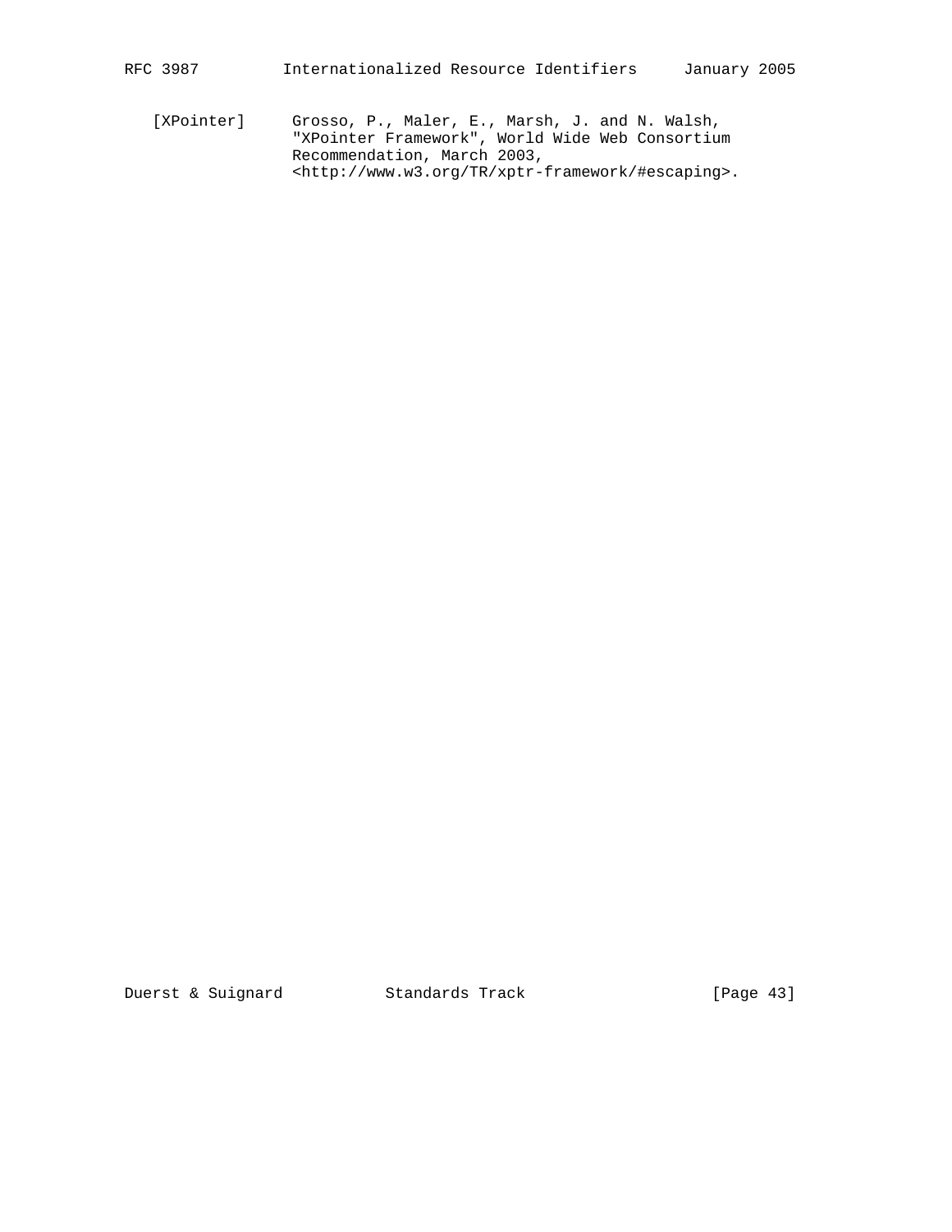[XPointer]     Grosso, P., Maler, E., Marsh, J. and N. Walsh, "XPointer Framework", World Wide Web Consortium Recommendation, March 2003, <http://www.w3.org/TR/xptr-framework/#escaping>.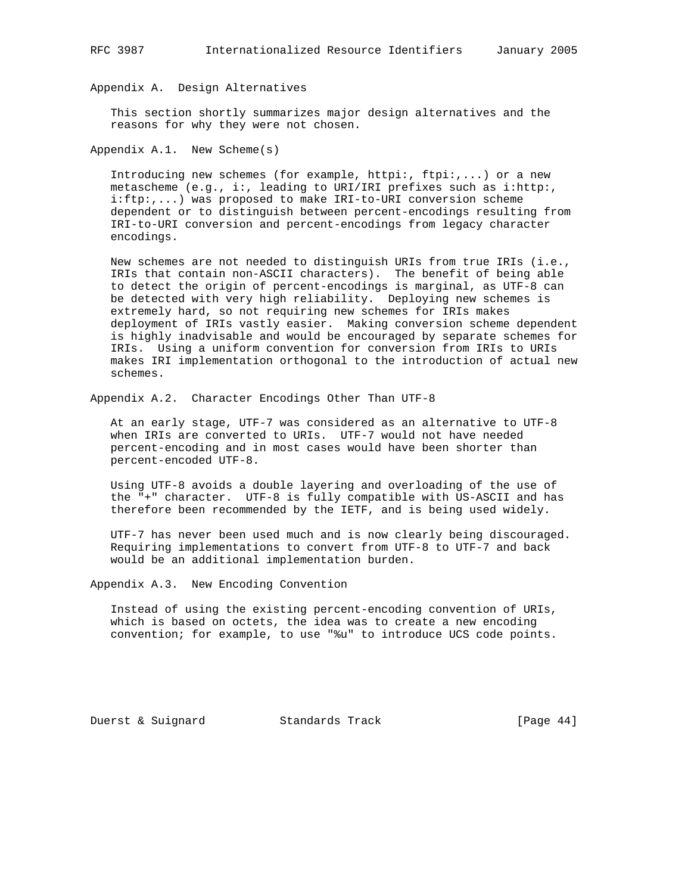## Appendix A. Design Alternatives

This section shortly summarizes major design alternatives and the reasons for why they were not chosen.

### Appendix A.1. New Scheme(s)

Introducing new schemes (for example, httpi:, ftpi:,...) or a new metascheme (e.g., i:, leading to URI/IRI prefixes such as i:http:, i:ftp:,...) was proposed to make IRI-to-URI conversion scheme dependent or to distinguish between percent-encodings resulting from IRI-to-URI conversion and percent-encodings from legacy character encodings.

New schemes are not needed to distinguish URIs from true IRIs (i.e., IRIs that contain non-ASCII characters). The benefit of being able to detect the origin of percent-encodings is marginal, as UTF-8 can be detected with very high reliability. Deploying new schemes is extremely hard, so not requiring new schemes for IRIs makes deployment of IRIs vastly easier. Making conversion scheme dependent is highly inadvisable and would be encouraged by separate schemes for IRIs. Using a uniform convention for conversion from IRIs to URIs makes IRI implementation orthogonal to the introduction of actual new schemes.

### Appendix A.2. Character Encodings Other Than UTF-8

At an early stage, UTF-7 was considered as an alternative to UTF-8 when IRIs are converted to URIs. UTF-7 would not have needed percent-encoding and in most cases would have been shorter than percent-encoded UTF-8.

Using UTF-8 avoids a double layering and overloading of the use of the "+" character. UTF-8 is fully compatible with US-ASCII and has therefore been recommended by the IETF, and is being used widely.

UTF-7 has never been used much and is now clearly being discouraged. Requiring implementations to convert from UTF-8 to UTF-7 and back would be an additional implementation burden.

### Appendix A.3. New Encoding Convention

Instead of using the existing percent-encoding convention of URIs, which is based on octets, the idea was to create a new encoding convention; for example, to use "%u" to introduce UCS code points.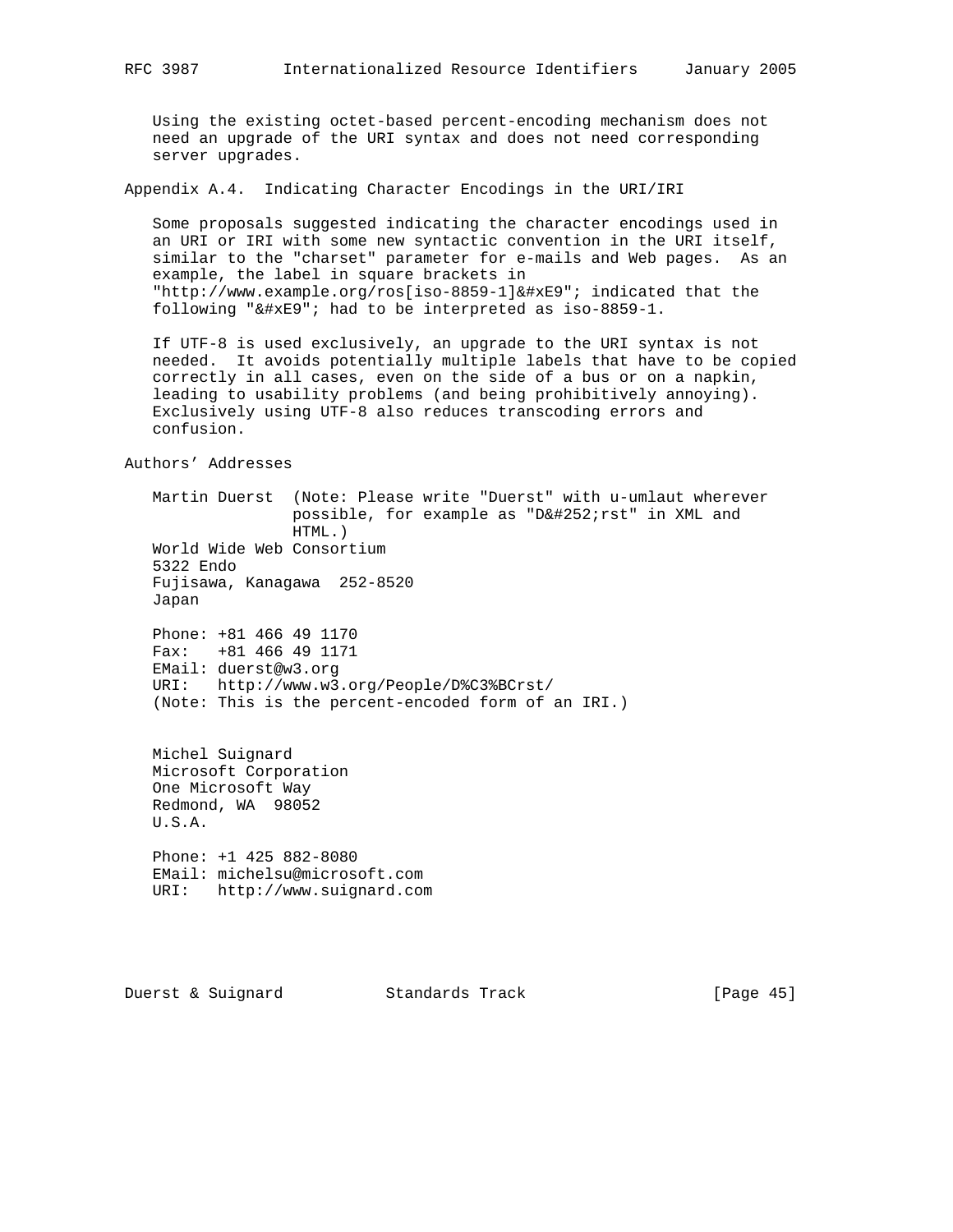Using the existing octet-based percent-encoding mechanism does not need an upgrade of the URI syntax and does not need corresponding server upgrades.

## Appendix A.4. Indicating Character Encodings in the URI/IRI

Some proposals suggested indicating the character encodings used in an URI or IRI with some new syntactic convention in the URI itself, similar to the "charset" parameter for e-mails and Web pages. As an example, the label in square brackets in "http://www.example.org/ros[iso-8859-1]&#xE9"; indicated that the following "&#xE9"; had to be interpreted as iso-8859-1.

If UTF-8 is used exclusively, an upgrade to the URI syntax is not needed. It avoids potentially multiple labels that have to be copied correctly in all cases, even on the side of a bus or on a napkin, leading to usability problems (and being prohibitively annoying). Exclusively using UTF-8 also reduces transcoding errors and confusion.

## Authors' Addresses

Martin Duerst (Note: Please write "Duerst" with u-umlaut wherever possible, for example as "D&#252;rst" in XML and HTML.)
World Wide Web Consortium
5322 Endo
Fujisawa, Kanagawa 252-8520
Japan

Phone: +81 466 49 1170
Fax: +81 466 49 1171
EMail: duerst@w3.org
URI: http://www.w3.org/People/D%C3%BCrst/
(Note: This is the percent-encoded form of an IRI.)

Michel Suignard
Microsoft Corporation
One Microsoft Way
Redmond, WA 98052
U.S.A.

Phone: +1 425 882-8080
EMail: michelsu@microsoft.com
URI: http://www.suignard.com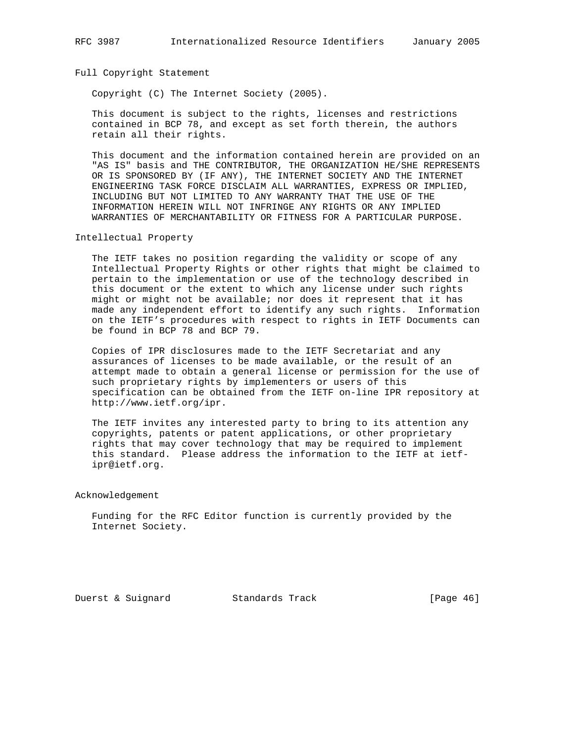## Full Copyright Statement

Copyright (C) The Internet Society (2005).

This document is subject to the rights, licenses and restrictions contained in BCP 78, and except as set forth therein, the authors retain all their rights.

This document and the information contained herein are provided on an "AS IS" basis and THE CONTRIBUTOR, THE ORGANIZATION HE/SHE REPRESENTS OR IS SPONSORED BY (IF ANY), THE INTERNET SOCIETY AND THE INTERNET ENGINEERING TASK FORCE DISCLAIM ALL WARRANTIES, EXPRESS OR IMPLIED, INCLUDING BUT NOT LIMITED TO ANY WARRANTY THAT THE USE OF THE INFORMATION HEREIN WILL NOT INFRINGE ANY RIGHTS OR ANY IMPLIED WARRANTIES OF MERCHANTABILITY OR FITNESS FOR A PARTICULAR PURPOSE.

## Intellectual Property

The IETF takes no position regarding the validity or scope of any Intellectual Property Rights or other rights that might be claimed to pertain to the implementation or use of the technology described in this document or the extent to which any license under such rights might or might not be available; nor does it represent that it has made any independent effort to identify any such rights. Information on the IETF's procedures with respect to rights in IETF Documents can be found in BCP 78 and BCP 79.

Copies of IPR disclosures made to the IETF Secretariat and any assurances of licenses to be made available, or the result of an attempt made to obtain a general license or permission for the use of such proprietary rights by implementers or users of this specification can be obtained from the IETF on-line IPR repository at http://www.ietf.org/ipr.

The IETF invites any interested party to bring to its attention any copyrights, patents or patent applications, or other proprietary rights that may cover technology that may be required to implement this standard. Please address the information to the IETF at ietf-ipr@ietf.org.

## Acknowledgement

Funding for the RFC Editor function is currently provided by the Internet Society.